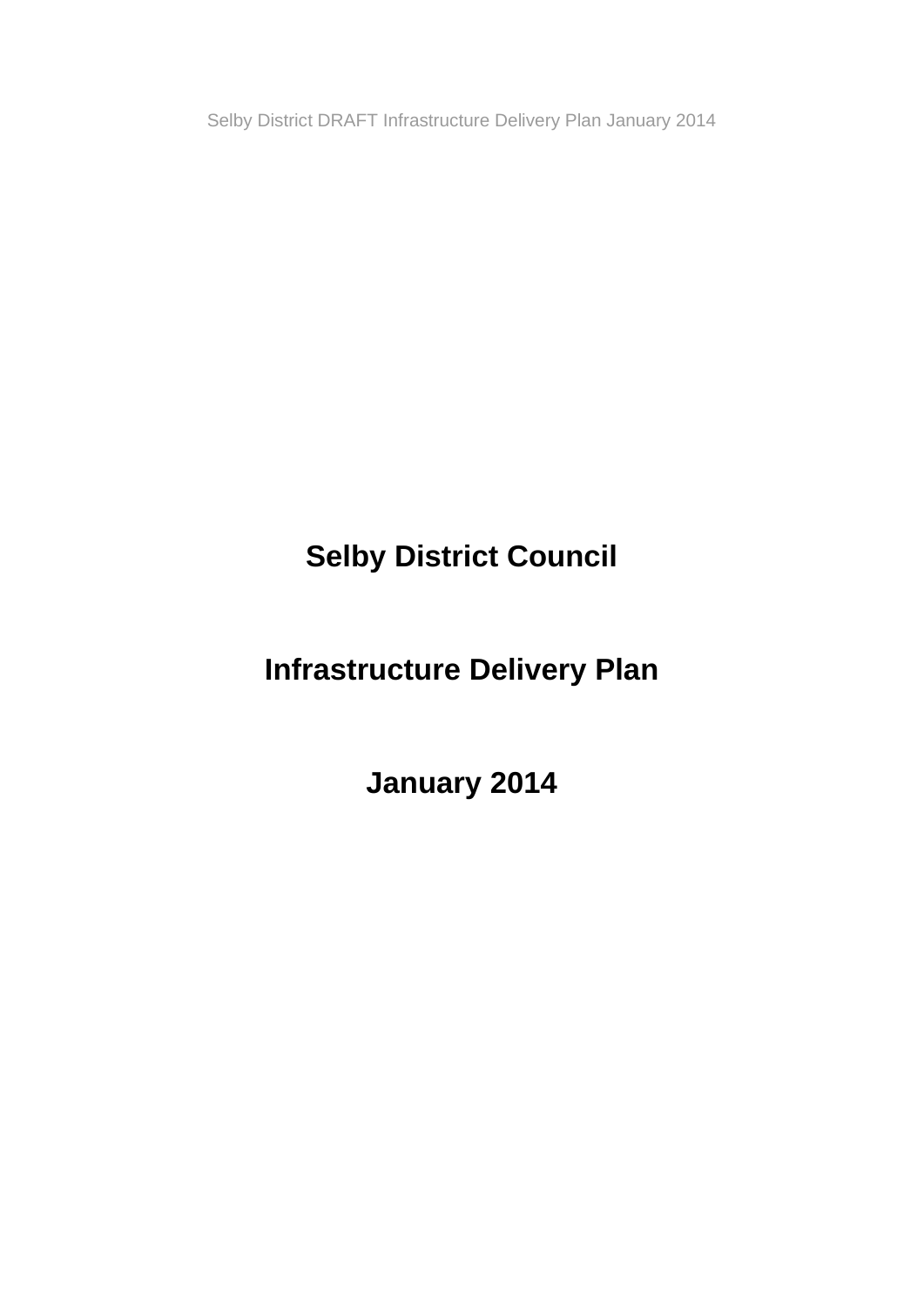# Selby District Council

# Infrastructure Delivery Plan

# January 2014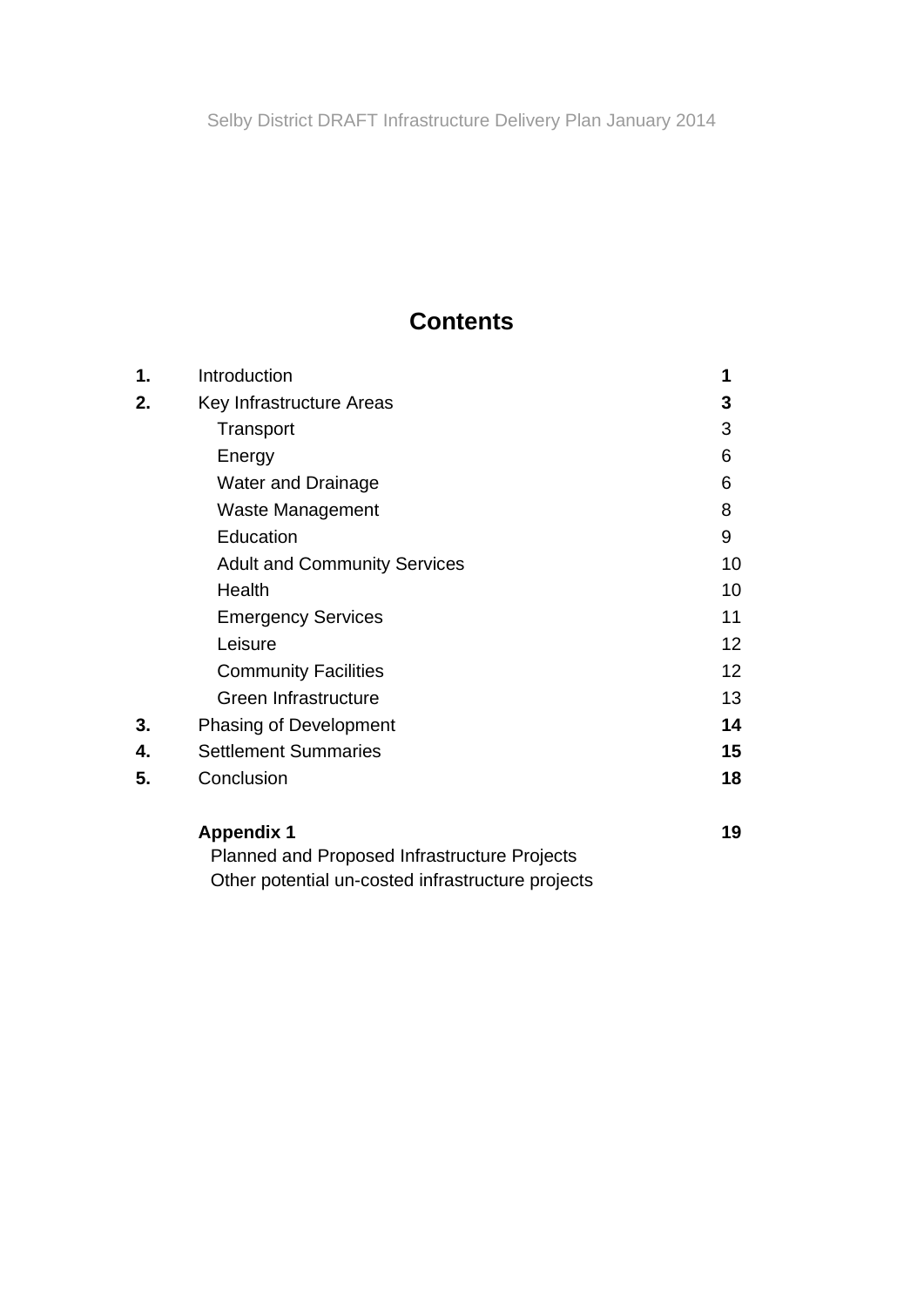# Contents

| | | |
|---|---|---|
| **1.** | Introduction | **1** |
| **2.** | Key Infrastructure Areas | **3** |
| | Transport | 3 |
| | Energy | 6 |
| | Water and Drainage | 6 |
| | Waste Management | 8 |
| | Education | 9 |
| | Adult and Community Services | 10 |
| | Health | 10 |
| | Emergency Services | 11 |
| | Leisure | 12 |
| | Community Facilities | 12 |
| | Green Infrastructure | 13 |
| **3.** | Phasing of Development | **14** |
| **4.** | Settlement Summaries | **15** |
| **5.** | Conclusion | **18** |
| | **Appendix 1** | **19** |
| | Planned and Proposed Infrastructure Projects | |
| | Other potential un-costed infrastructure projects | |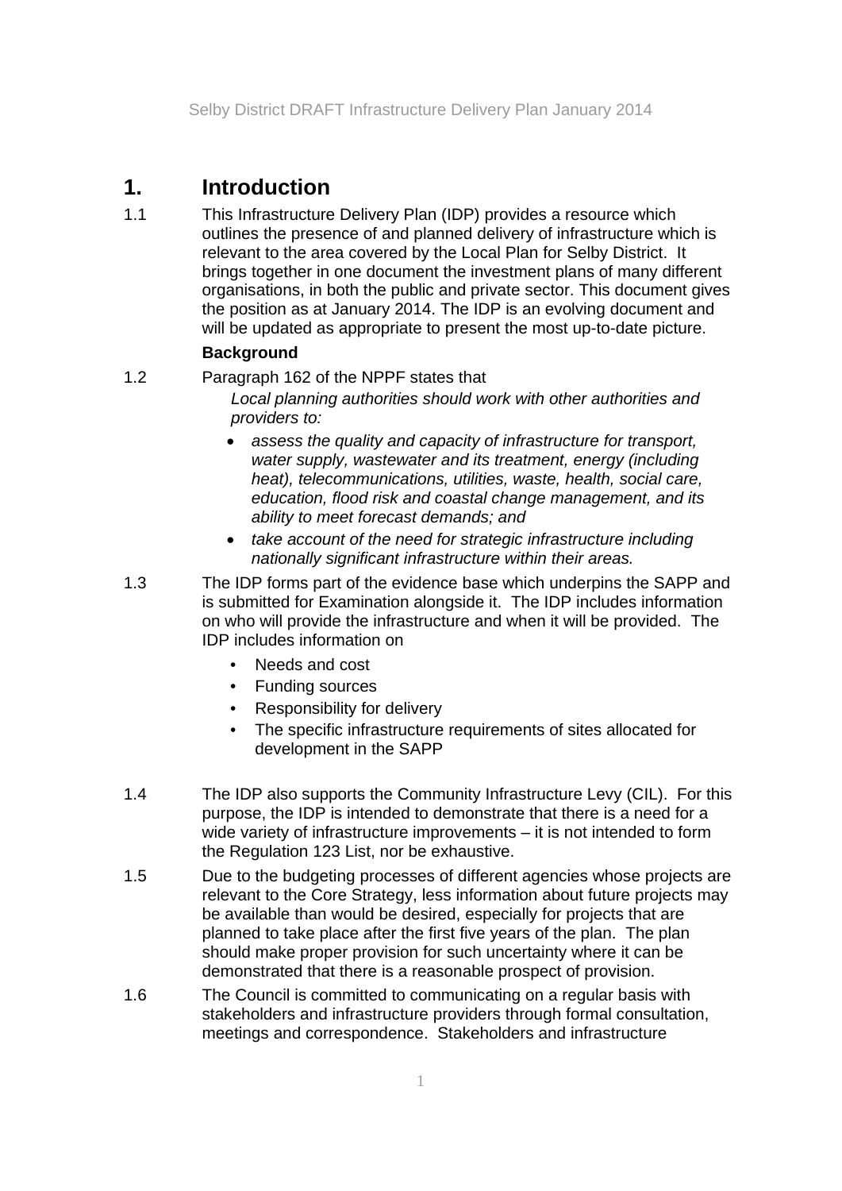# 1. Introduction

1.1 This Infrastructure Delivery Plan (IDP) provides a resource which outlines the presence of and planned delivery of infrastructure which is relevant to the area covered by the Local Plan for Selby District. It brings together in one document the investment plans of many different organisations, in both the public and private sector. This document gives the position as at January 2014. The IDP is an evolving document and will be updated as appropriate to present the most up-to-date picture.

**Background**

1.2 Paragraph 162 of the NPPF states that

> *Local planning authorities should work with other authorities and providers to:*
>
> - *assess the quality and capacity of infrastructure for transport, water supply, wastewater and its treatment, energy (including heat), telecommunications, utilities, waste, health, social care, education, flood risk and coastal change management, and its ability to meet forecast demands; and*
> - *take account of the need for strategic infrastructure including nationally significant infrastructure within their areas.*

1.3 The IDP forms part of the evidence base which underpins the SAPP and is submitted for Examination alongside it. The IDP includes information on who will provide the infrastructure and when it will be provided. The IDP includes information on

- Needs and cost
- Funding sources
- Responsibility for delivery
- The specific infrastructure requirements of sites allocated for development in the SAPP

1.4 The IDP also supports the Community Infrastructure Levy (CIL). For this purpose, the IDP is intended to demonstrate that there is a need for a wide variety of infrastructure improvements – it is not intended to form the Regulation 123 List, nor be exhaustive.

1.5 Due to the budgeting processes of different agencies whose projects are relevant to the Core Strategy, less information about future projects may be available than would be desired, especially for projects that are planned to take place after the first five years of the plan. The plan should make proper provision for such uncertainty where it can be demonstrated that there is a reasonable prospect of provision.

1.6 The Council is committed to communicating on a regular basis with stakeholders and infrastructure providers through formal consultation, meetings and correspondence. Stakeholders and infrastructure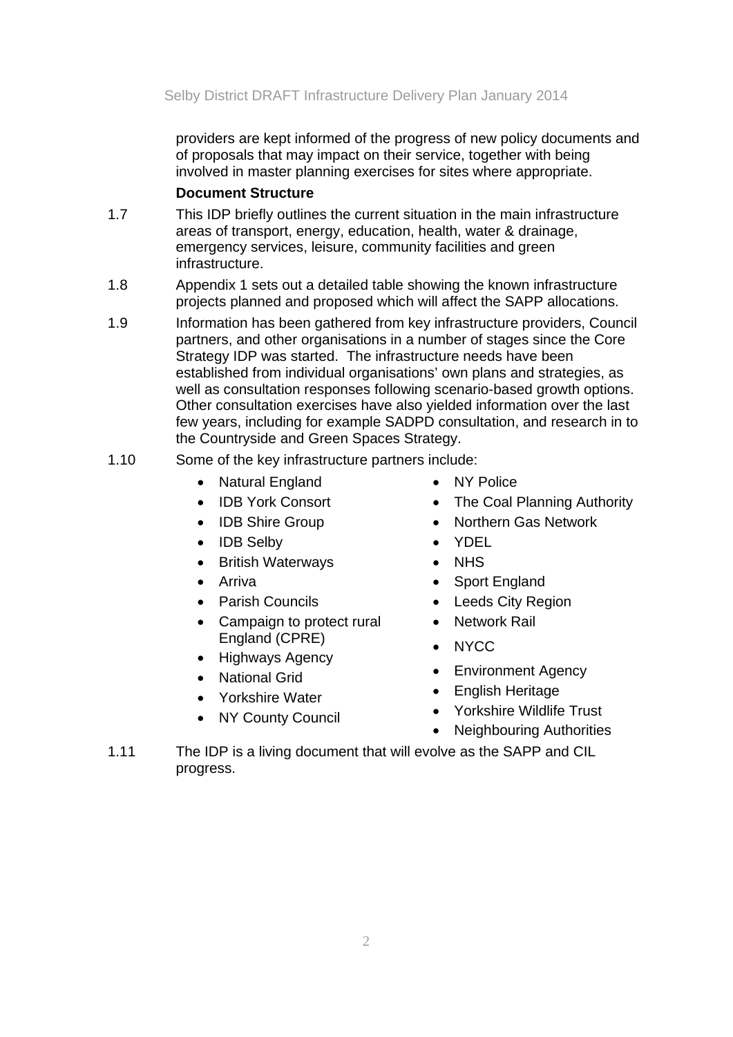providers are kept informed of the progress of new policy documents and of proposals that may impact on their service, together with being involved in master planning exercises for sites where appropriate.

**Document Structure**

1.7 This IDP briefly outlines the current situation in the main infrastructure areas of transport, energy, education, health, water & drainage, emergency services, leisure, community facilities and green infrastructure.

1.8 Appendix 1 sets out a detailed table showing the known infrastructure projects planned and proposed which will affect the SAPP allocations.

1.9 Information has been gathered from key infrastructure providers, Council partners, and other organisations in a number of stages since the Core Strategy IDP was started. The infrastructure needs have been established from individual organisations' own plans and strategies, as well as consultation responses following scenario-based growth options. Other consultation exercises have also yielded information over the last few years, including for example SADPD consultation, and research in to the Countryside and Green Spaces Strategy.

1.10 Some of the key infrastructure partners include:

- Natural England
- IDB York Consort
- IDB Shire Group
- IDB Selby
- British Waterways
- Arriva
- Parish Councils
- Campaign to protect rural England (CPRE)
- Highways Agency
- National Grid
- Yorkshire Water
- NY County Council
- NY Police
- The Coal Planning Authority
- Northern Gas Network
- YDEL
- NHS
- Sport England
- Leeds City Region
- Network Rail
- NYCC
- Environment Agency
- English Heritage
- Yorkshire Wildlife Trust
- Neighbouring Authorities

1.11 The IDP is a living document that will evolve as the SAPP and CIL progress.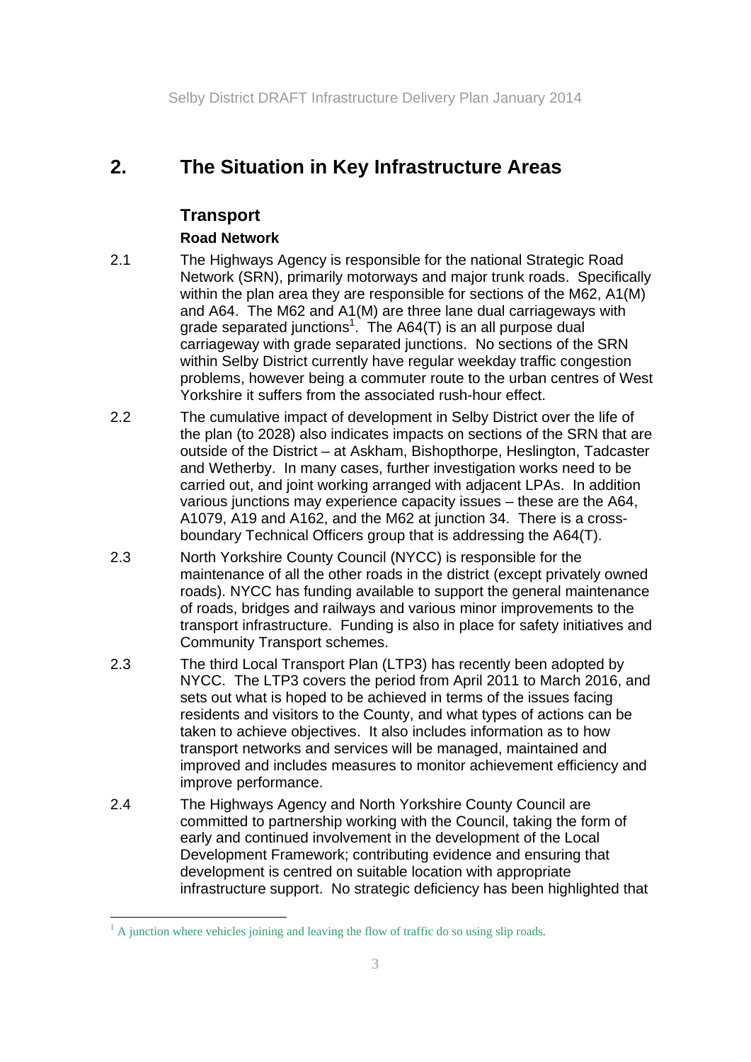## 2. The Situation in Key Infrastructure Areas

### Transport

#### Road Network

2.1 The Highways Agency is responsible for the national Strategic Road Network (SRN), primarily motorways and major trunk roads. Specifically within the plan area they are responsible for sections of the M62, A1(M) and A64. The M62 and A1(M) are three lane dual carriageways with grade separated junctions[1]. The A64(T) is an all purpose dual carriageway with grade separated junctions. No sections of the SRN within Selby District currently have regular weekday traffic congestion problems, however being a commuter route to the urban centres of West Yorkshire it suffers from the associated rush-hour effect.

2.2 The cumulative impact of development in Selby District over the life of the plan (to 2028) also indicates impacts on sections of the SRN that are outside of the District – at Askham, Bishopthorpe, Heslington, Tadcaster and Wetherby. In many cases, further investigation works need to be carried out, and joint working arranged with adjacent LPAs. In addition various junctions may experience capacity issues – these are the A64, A1079, A19 and A162, and the M62 at junction 34. There is a cross-boundary Technical Officers group that is addressing the A64(T).

2.3 North Yorkshire County Council (NYCC) is responsible for the maintenance of all the other roads in the district (except privately owned roads). NYCC has funding available to support the general maintenance of roads, bridges and railways and various minor improvements to the transport infrastructure. Funding is also in place for safety initiatives and Community Transport schemes.

2.3 The third Local Transport Plan (LTP3) has recently been adopted by NYCC. The LTP3 covers the period from April 2011 to March 2016, and sets out what is hoped to be achieved in terms of the issues facing residents and visitors to the County, and what types of actions can be taken to achieve objectives. It also includes information as to how transport networks and services will be managed, maintained and improved and includes measures to monitor achievement efficiency and improve performance.

2.4 The Highways Agency and North Yorkshire County Council are committed to partnership working with the Council, taking the form of early and continued involvement in the development of the Local Development Framework; contributing evidence and ensuring that development is centred on suitable location with appropriate infrastructure support. No strategic deficiency has been highlighted that

---

[1] A junction where vehicles joining and leaving the flow of traffic do so using slip roads.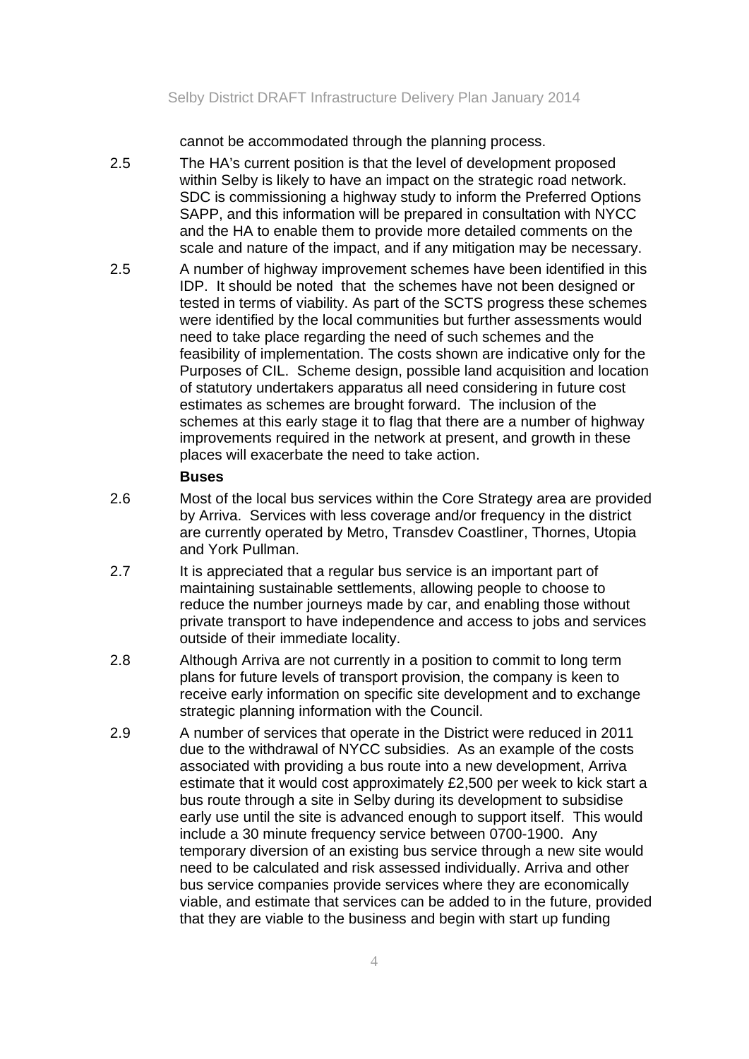cannot be accommodated through the planning process.

2.5 The HA's current position is that the level of development proposed within Selby is likely to have an impact on the strategic road network. SDC is commissioning a highway study to inform the Preferred Options SAPP, and this information will be prepared in consultation with NYCC and the HA to enable them to provide more detailed comments on the scale and nature of the impact, and if any mitigation may be necessary.

2.5 A number of highway improvement schemes have been identified in this IDP. It should be noted that the schemes have not been designed or tested in terms of viability. As part of the SCTS progress these schemes were identified by the local communities but further assessments would need to take place regarding the need of such schemes and the feasibility of implementation. The costs shown are indicative only for the Purposes of CIL. Scheme design, possible land acquisition and location of statutory undertakers apparatus all need considering in future cost estimates as schemes are brought forward. The inclusion of the schemes at this early stage it to flag that there are a number of highway improvements required in the network at present, and growth in these places will exacerbate the need to take action.

**Buses**

2.6 Most of the local bus services within the Core Strategy area are provided by Arriva. Services with less coverage and/or frequency in the district are currently operated by Metro, Transdev Coastliner, Thornes, Utopia and York Pullman.

2.7 It is appreciated that a regular bus service is an important part of maintaining sustainable settlements, allowing people to choose to reduce the number journeys made by car, and enabling those without private transport to have independence and access to jobs and services outside of their immediate locality.

2.8 Although Arriva are not currently in a position to commit to long term plans for future levels of transport provision, the company is keen to receive early information on specific site development and to exchange strategic planning information with the Council.

2.9 A number of services that operate in the District were reduced in 2011 due to the withdrawal of NYCC subsidies. As an example of the costs associated with providing a bus route into a new development, Arriva estimate that it would cost approximately £2,500 per week to kick start a bus route through a site in Selby during its development to subsidise early use until the site is advanced enough to support itself. This would include a 30 minute frequency service between 0700-1900. Any temporary diversion of an existing bus service through a new site would need to be calculated and risk assessed individually. Arriva and other bus service companies provide services where they are economically viable, and estimate that services can be added to in the future, provided that they are viable to the business and begin with start up funding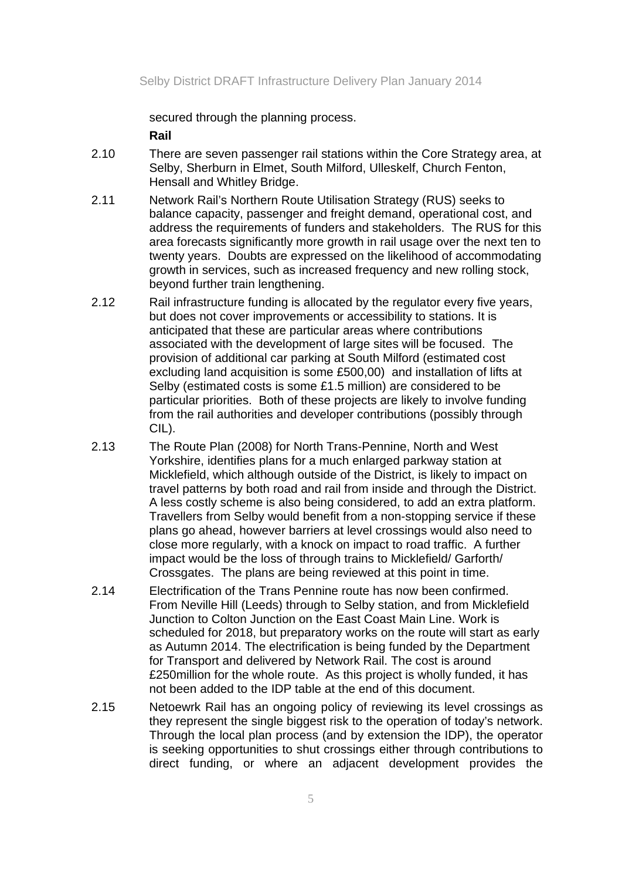secured through the planning process.

**Rail**

2.10 There are seven passenger rail stations within the Core Strategy area, at Selby, Sherburn in Elmet, South Milford, Ulleskelf, Church Fenton, Hensall and Whitley Bridge.

2.11 Network Rail's Northern Route Utilisation Strategy (RUS) seeks to balance capacity, passenger and freight demand, operational cost, and address the requirements of funders and stakeholders. The RUS for this area forecasts significantly more growth in rail usage over the next ten to twenty years. Doubts are expressed on the likelihood of accommodating growth in services, such as increased frequency and new rolling stock, beyond further train lengthening.

2.12 Rail infrastructure funding is allocated by the regulator every five years, but does not cover improvements or accessibility to stations. It is anticipated that these are particular areas where contributions associated with the development of large sites will be focused. The provision of additional car parking at South Milford (estimated cost excluding land acquisition is some £500,00) and installation of lifts at Selby (estimated costs is some £1.5 million) are considered to be particular priorities. Both of these projects are likely to involve funding from the rail authorities and developer contributions (possibly through CIL).

2.13 The Route Plan (2008) for North Trans-Pennine, North and West Yorkshire, identifies plans for a much enlarged parkway station at Micklefield, which although outside of the District, is likely to impact on travel patterns by both road and rail from inside and through the District. A less costly scheme is also being considered, to add an extra platform. Travellers from Selby would benefit from a non-stopping service if these plans go ahead, however barriers at level crossings would also need to close more regularly, with a knock on impact to road traffic. A further impact would be the loss of through trains to Micklefield/ Garforth/ Crossgates. The plans are being reviewed at this point in time.

2.14 Electrification of the Trans Pennine route has now been confirmed. From Neville Hill (Leeds) through to Selby station, and from Micklefield Junction to Colton Junction on the East Coast Main Line. Work is scheduled for 2018, but preparatory works on the route will start as early as Autumn 2014. The electrification is being funded by the Department for Transport and delivered by Network Rail. The cost is around £250million for the whole route. As this project is wholly funded, it has not been added to the IDP table at the end of this document.

2.15 Netoewrk Rail has an ongoing policy of reviewing its level crossings as they represent the single biggest risk to the operation of today's network. Through the local plan process (and by extension the IDP), the operator is seeking opportunities to shut crossings either through contributions to direct funding, or where an adjacent development provides the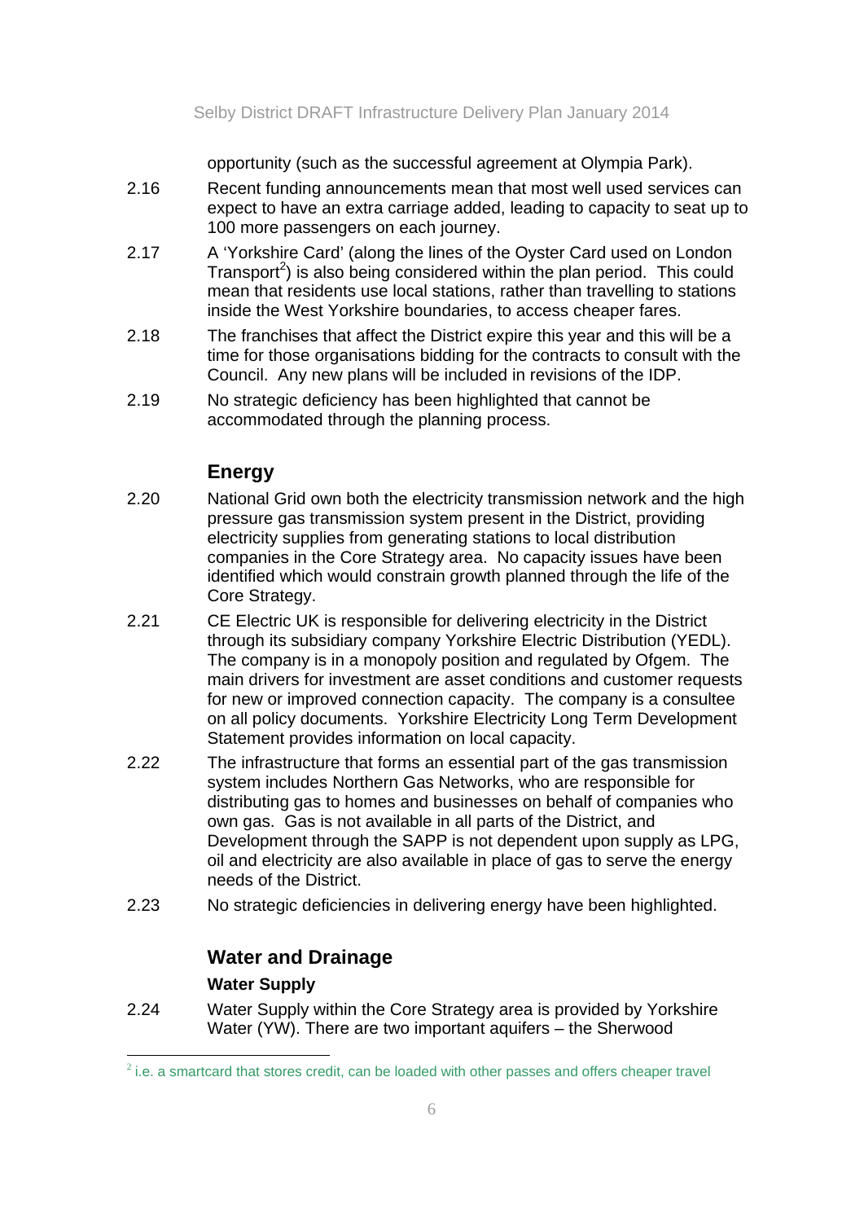opportunity (such as the successful agreement at Olympia Park).

2.16 Recent funding announcements mean that most well used services can expect to have an extra carriage added, leading to capacity to seat up to 100 more passengers on each journey.

2.17 A 'Yorkshire Card' (along the lines of the Oyster Card used on London Transport[2]) is also being considered within the plan period. This could mean that residents use local stations, rather than travelling to stations inside the West Yorkshire boundaries, to access cheaper fares.

2.18 The franchises that affect the District expire this year and this will be a time for those organisations bidding for the contracts to consult with the Council. Any new plans will be included in revisions of the IDP.

2.19 No strategic deficiency has been highlighted that cannot be accommodated through the planning process.

## Energy

2.20 National Grid own both the electricity transmission network and the high pressure gas transmission system present in the District, providing electricity supplies from generating stations to local distribution companies in the Core Strategy area. No capacity issues have been identified which would constrain growth planned through the life of the Core Strategy.

2.21 CE Electric UK is responsible for delivering electricity in the District through its subsidiary company Yorkshire Electric Distribution (YEDL). The company is in a monopoly position and regulated by Ofgem. The main drivers for investment are asset conditions and customer requests for new or improved connection capacity. The company is a consultee on all policy documents. Yorkshire Electricity Long Term Development Statement provides information on local capacity.

2.22 The infrastructure that forms an essential part of the gas transmission system includes Northern Gas Networks, who are responsible for distributing gas to homes and businesses on behalf of companies who own gas. Gas is not available in all parts of the District, and Development through the SAPP is not dependent upon supply as LPG, oil and electricity are also available in place of gas to serve the energy needs of the District.

2.23 No strategic deficiencies in delivering energy have been highlighted.

## Water and Drainage

### Water Supply

2.24 Water Supply within the Core Strategy area is provided by Yorkshire Water (YW). There are two important aquifers – the Sherwood

[2] i.e. a smartcard that stores credit, can be loaded with other passes and offers cheaper travel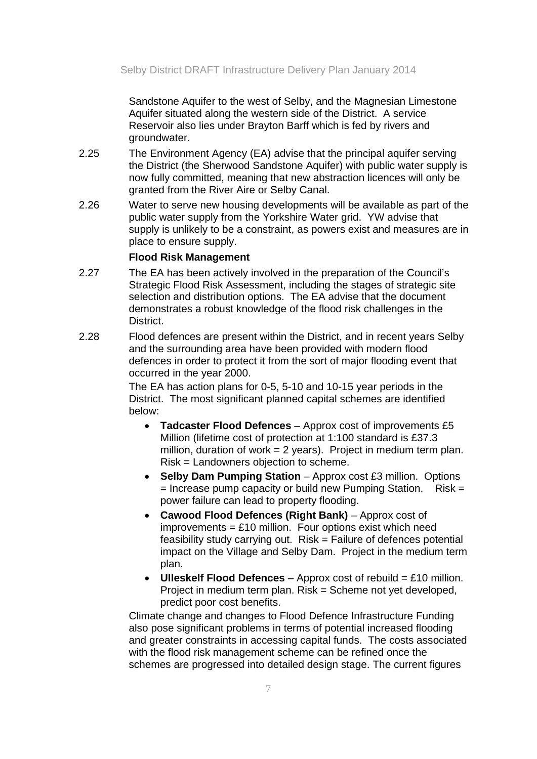Sandstone Aquifer to the west of Selby, and the Magnesian Limestone Aquifer situated along the western side of the District. A service Reservoir also lies under Brayton Barff which is fed by rivers and groundwater.

2.25 The Environment Agency (EA) advise that the principal aquifer serving the District (the Sherwood Sandstone Aquifer) with public water supply is now fully committed, meaning that new abstraction licences will only be granted from the River Aire or Selby Canal.

2.26 Water to serve new housing developments will be available as part of the public water supply from the Yorkshire Water grid. YW advise that supply is unlikely to be a constraint, as powers exist and measures are in place to ensure supply.

**Flood Risk Management**

2.27 The EA has been actively involved in the preparation of the Council's Strategic Flood Risk Assessment, including the stages of strategic site selection and distribution options. The EA advise that the document demonstrates a robust knowledge of the flood risk challenges in the District.

2.28 Flood defences are present within the District, and in recent years Selby and the surrounding area have been provided with modern flood defences in order to protect it from the sort of major flooding event that occurred in the year 2000.

The EA has action plans for 0-5, 5-10 and 10-15 year periods in the District. The most significant planned capital schemes are identified below:

- **Tadcaster Flood Defences** – Approx cost of improvements £5 Million (lifetime cost of protection at 1:100 standard is £37.3 million, duration of work = 2 years). Project in medium term plan. Risk = Landowners objection to scheme.
- **Selby Dam Pumping Station** – Approx cost £3 million. Options = Increase pump capacity or build new Pumping Station. Risk = power failure can lead to property flooding.
- **Cawood Flood Defences (Right Bank)** – Approx cost of improvements = £10 million. Four options exist which need feasibility study carrying out. Risk = Failure of defences potential impact on the Village and Selby Dam. Project in the medium term plan.
- **Ulleskelf Flood Defences** – Approx cost of rebuild = £10 million. Project in medium term plan. Risk = Scheme not yet developed, predict poor cost benefits.

Climate change and changes to Flood Defence Infrastructure Funding also pose significant problems in terms of potential increased flooding and greater constraints in accessing capital funds. The costs associated with the flood risk management scheme can be refined once the schemes are progressed into detailed design stage. The current figures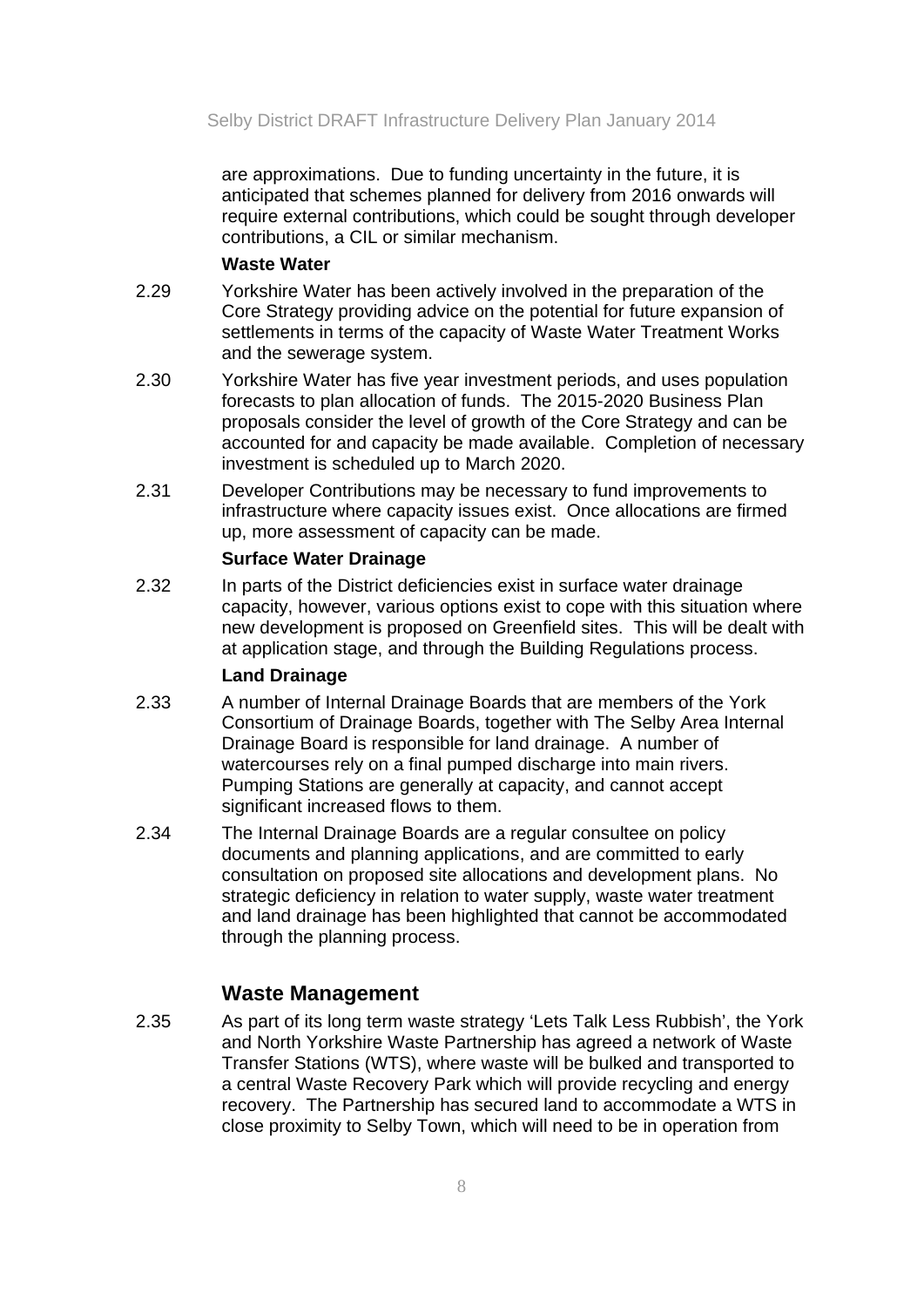are approximations. Due to funding uncertainty in the future, it is anticipated that schemes planned for delivery from 2016 onwards will require external contributions, which could be sought through developer contributions, a CIL or similar mechanism.

**Waste Water**

2.29 Yorkshire Water has been actively involved in the preparation of the Core Strategy providing advice on the potential for future expansion of settlements in terms of the capacity of Waste Water Treatment Works and the sewerage system.

2.30 Yorkshire Water has five year investment periods, and uses population forecasts to plan allocation of funds. The 2015-2020 Business Plan proposals consider the level of growth of the Core Strategy and can be accounted for and capacity be made available. Completion of necessary investment is scheduled up to March 2020.

2.31 Developer Contributions may be necessary to fund improvements to infrastructure where capacity issues exist. Once allocations are firmed up, more assessment of capacity can be made.

**Surface Water Drainage**

2.32 In parts of the District deficiencies exist in surface water drainage capacity, however, various options exist to cope with this situation where new development is proposed on Greenfield sites. This will be dealt with at application stage, and through the Building Regulations process.

**Land Drainage**

2.33 A number of Internal Drainage Boards that are members of the York Consortium of Drainage Boards, together with The Selby Area Internal Drainage Board is responsible for land drainage. A number of watercourses rely on a final pumped discharge into main rivers. Pumping Stations are generally at capacity, and cannot accept significant increased flows to them.

2.34 The Internal Drainage Boards are a regular consultee on policy documents and planning applications, and are committed to early consultation on proposed site allocations and development plans. No strategic deficiency in relation to water supply, waste water treatment and land drainage has been highlighted that cannot be accommodated through the planning process.

## Waste Management

2.35 As part of its long term waste strategy 'Lets Talk Less Rubbish', the York and North Yorkshire Waste Partnership has agreed a network of Waste Transfer Stations (WTS), where waste will be bulked and transported to a central Waste Recovery Park which will provide recycling and energy recovery. The Partnership has secured land to accommodate a WTS in close proximity to Selby Town, which will need to be in operation from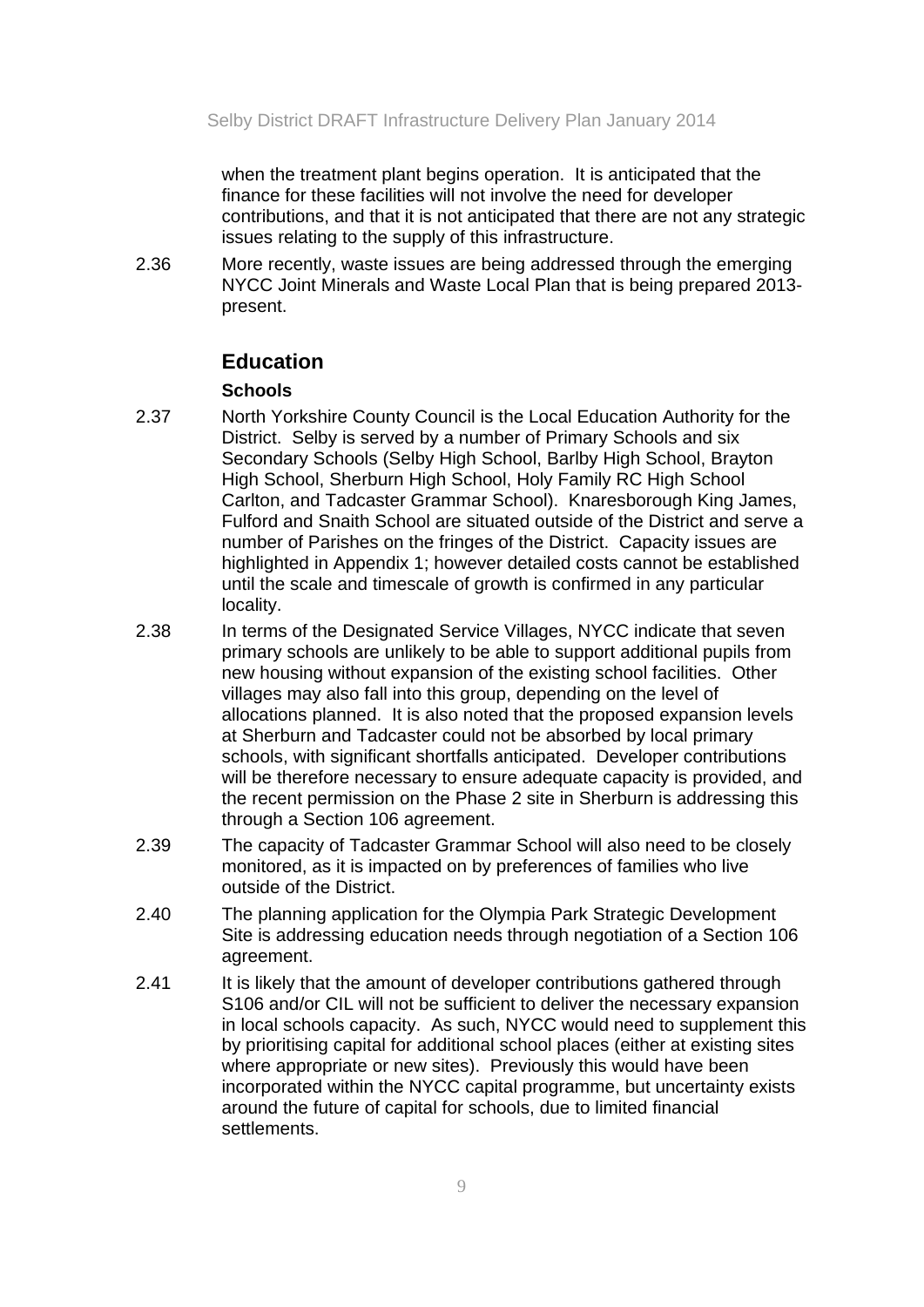when the treatment plant begins operation. It is anticipated that the finance for these facilities will not involve the need for developer contributions, and that it is not anticipated that there are not any strategic issues relating to the supply of this infrastructure.

2.36 More recently, waste issues are being addressed through the emerging NYCC Joint Minerals and Waste Local Plan that is being prepared 2013-present.

## Education

### Schools

2.37 North Yorkshire County Council is the Local Education Authority for the District. Selby is served by a number of Primary Schools and six Secondary Schools (Selby High School, Barlby High School, Brayton High School, Sherburn High School, Holy Family RC High School Carlton, and Tadcaster Grammar School). Knaresborough King James, Fulford and Snaith School are situated outside of the District and serve a number of Parishes on the fringes of the District. Capacity issues are highlighted in Appendix 1; however detailed costs cannot be established until the scale and timescale of growth is confirmed in any particular locality.

2.38 In terms of the Designated Service Villages, NYCC indicate that seven primary schools are unlikely to be able to support additional pupils from new housing without expansion of the existing school facilities. Other villages may also fall into this group, depending on the level of allocations planned. It is also noted that the proposed expansion levels at Sherburn and Tadcaster could not be absorbed by local primary schools, with significant shortfalls anticipated. Developer contributions will be therefore necessary to ensure adequate capacity is provided, and the recent permission on the Phase 2 site in Sherburn is addressing this through a Section 106 agreement.

2.39 The capacity of Tadcaster Grammar School will also need to be closely monitored, as it is impacted on by preferences of families who live outside of the District.

2.40 The planning application for the Olympia Park Strategic Development Site is addressing education needs through negotiation of a Section 106 agreement.

2.41 It is likely that the amount of developer contributions gathered through S106 and/or CIL will not be sufficient to deliver the necessary expansion in local schools capacity. As such, NYCC would need to supplement this by prioritising capital for additional school places (either at existing sites where appropriate or new sites). Previously this would have been incorporated within the NYCC capital programme, but uncertainty exists around the future of capital for schools, due to limited financial settlements.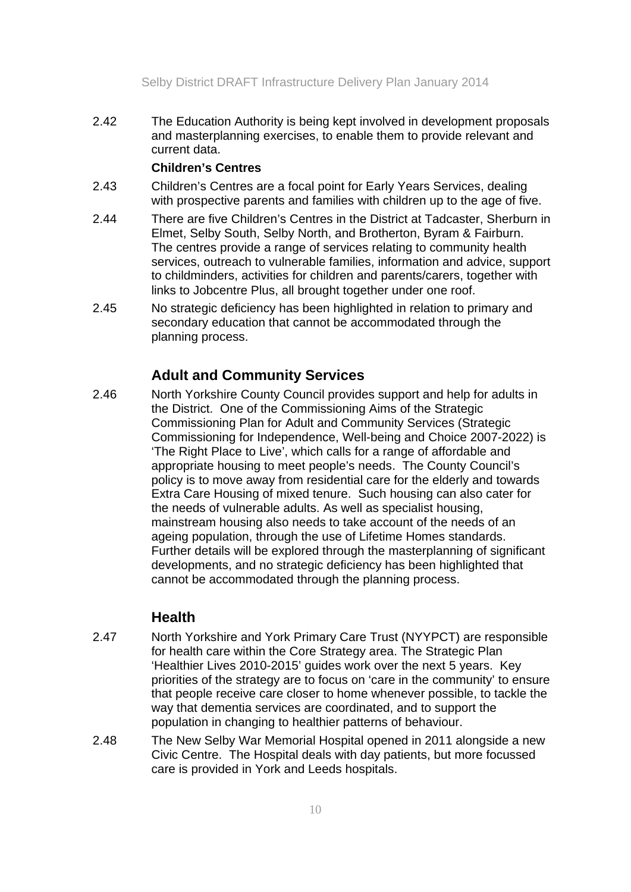2.42 The Education Authority is being kept involved in development proposals and masterplanning exercises, to enable them to provide relevant and current data.

**Children's Centres**

2.43 Children's Centres are a focal point for Early Years Services, dealing with prospective parents and families with children up to the age of five.

2.44 There are five Children's Centres in the District at Tadcaster, Sherburn in Elmet, Selby South, Selby North, and Brotherton, Byram & Fairburn. The centres provide a range of services relating to community health services, outreach to vulnerable families, information and advice, support to childminders, activities for children and parents/carers, together with links to Jobcentre Plus, all brought together under one roof.

2.45 No strategic deficiency has been highlighted in relation to primary and secondary education that cannot be accommodated through the planning process.

### Adult and Community Services

2.46 North Yorkshire County Council provides support and help for adults in the District. One of the Commissioning Aims of the Strategic Commissioning Plan for Adult and Community Services (Strategic Commissioning for Independence, Well-being and Choice 2007-2022) is 'The Right Place to Live', which calls for a range of affordable and appropriate housing to meet people's needs. The County Council's policy is to move away from residential care for the elderly and towards Extra Care Housing of mixed tenure. Such housing can also cater for the needs of vulnerable adults. As well as specialist housing, mainstream housing also needs to take account of the needs of an ageing population, through the use of Lifetime Homes standards. Further details will be explored through the masterplanning of significant developments, and no strategic deficiency has been highlighted that cannot be accommodated through the planning process.

### Health

2.47 North Yorkshire and York Primary Care Trust (NYYPCT) are responsible for health care within the Core Strategy area. The Strategic Plan 'Healthier Lives 2010-2015' guides work over the next 5 years. Key priorities of the strategy are to focus on 'care in the community' to ensure that people receive care closer to home whenever possible, to tackle the way that dementia services are coordinated, and to support the population in changing to healthier patterns of behaviour.

2.48 The New Selby War Memorial Hospital opened in 2011 alongside a new Civic Centre. The Hospital deals with day patients, but more focussed care is provided in York and Leeds hospitals.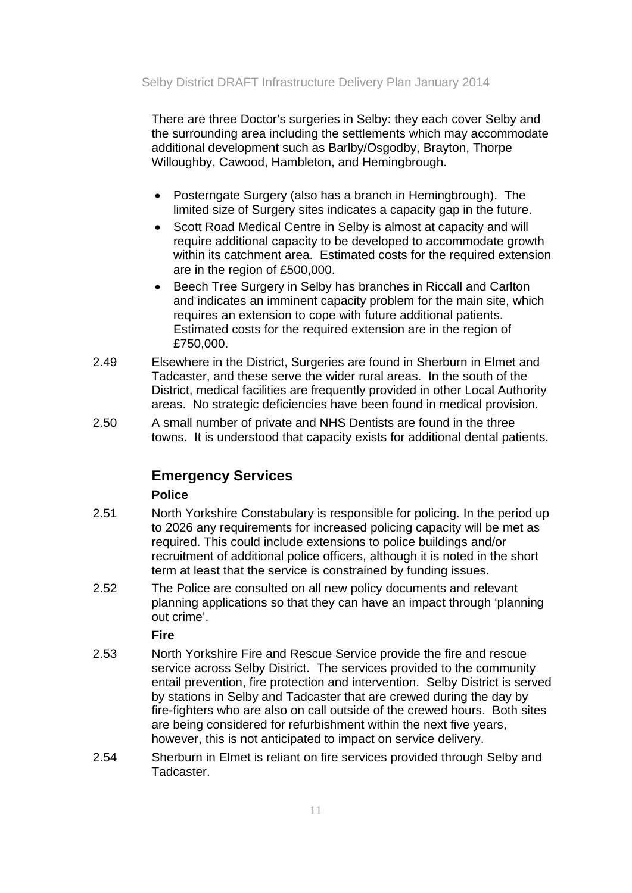There are three Doctor's surgeries in Selby: they each cover Selby and the surrounding area including the settlements which may accommodate additional development such as Barlby/Osgodby, Brayton, Thorpe Willoughby, Cawood, Hambleton, and Hemingbrough.

- Posterngate Surgery (also has a branch in Hemingbrough). The limited size of Surgery sites indicates a capacity gap in the future.
- Scott Road Medical Centre in Selby is almost at capacity and will require additional capacity to be developed to accommodate growth within its catchment area. Estimated costs for the required extension are in the region of £500,000.
- Beech Tree Surgery in Selby has branches in Riccall and Carlton and indicates an imminent capacity problem for the main site, which requires an extension to cope with future additional patients. Estimated costs for the required extension are in the region of £750,000.

2.49 Elsewhere in the District, Surgeries are found in Sherburn in Elmet and Tadcaster, and these serve the wider rural areas. In the south of the District, medical facilities are frequently provided in other Local Authority areas. No strategic deficiencies have been found in medical provision.

2.50 A small number of private and NHS Dentists are found in the three towns. It is understood that capacity exists for additional dental patients.

## Emergency Services

### Police

2.51 North Yorkshire Constabulary is responsible for policing. In the period up to 2026 any requirements for increased policing capacity will be met as required. This could include extensions to police buildings and/or recruitment of additional police officers, although it is noted in the short term at least that the service is constrained by funding issues.

2.52 The Police are consulted on all new policy documents and relevant planning applications so that they can have an impact through 'planning out crime'.

### Fire

2.53 North Yorkshire Fire and Rescue Service provide the fire and rescue service across Selby District. The services provided to the community entail prevention, fire protection and intervention. Selby District is served by stations in Selby and Tadcaster that are crewed during the day by fire-fighters who are also on call outside of the crewed hours. Both sites are being considered for refurbishment within the next five years, however, this is not anticipated to impact on service delivery.

2.54 Sherburn in Elmet is reliant on fire services provided through Selby and Tadcaster.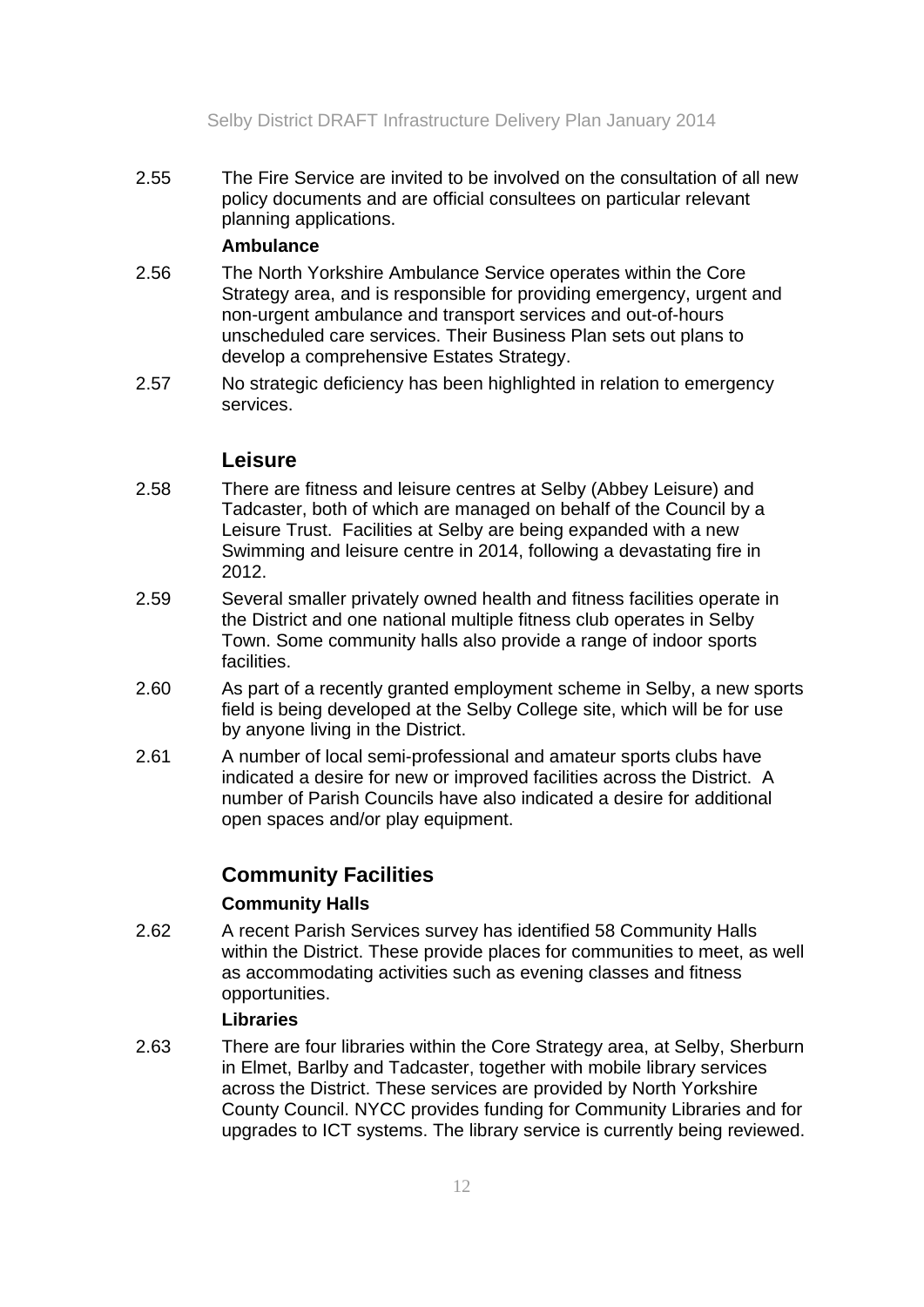2.55 The Fire Service are invited to be involved on the consultation of all new policy documents and are official consultees on particular relevant planning applications.

**Ambulance**

2.56 The North Yorkshire Ambulance Service operates within the Core Strategy area, and is responsible for providing emergency, urgent and non-urgent ambulance and transport services and out-of-hours unscheduled care services. Their Business Plan sets out plans to develop a comprehensive Estates Strategy.

2.57 No strategic deficiency has been highlighted in relation to emergency services.

## Leisure

2.58 There are fitness and leisure centres at Selby (Abbey Leisure) and Tadcaster, both of which are managed on behalf of the Council by a Leisure Trust. Facilities at Selby are being expanded with a new Swimming and leisure centre in 2014, following a devastating fire in 2012.

2.59 Several smaller privately owned health and fitness facilities operate in the District and one national multiple fitness club operates in Selby Town. Some community halls also provide a range of indoor sports facilities.

2.60 As part of a recently granted employment scheme in Selby, a new sports field is being developed at the Selby College site, which will be for use by anyone living in the District.

2.61 A number of local semi-professional and amateur sports clubs have indicated a desire for new or improved facilities across the District. A number of Parish Councils have also indicated a desire for additional open spaces and/or play equipment.

## Community Facilities

**Community Halls**

2.62 A recent Parish Services survey has identified 58 Community Halls within the District. These provide places for communities to meet, as well as accommodating activities such as evening classes and fitness opportunities.

**Libraries**

2.63 There are four libraries within the Core Strategy area, at Selby, Sherburn in Elmet, Barlby and Tadcaster, together with mobile library services across the District. These services are provided by North Yorkshire County Council. NYCC provides funding for Community Libraries and for upgrades to ICT systems. The library service is currently being reviewed.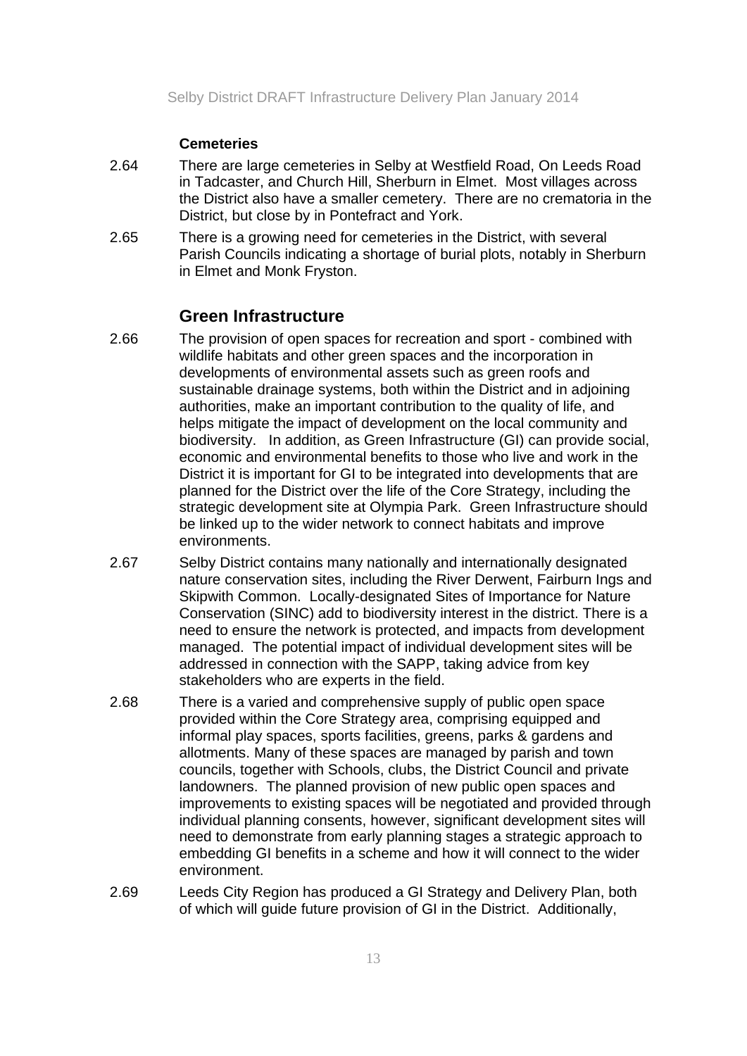**Cemeteries**

2.64 There are large cemeteries in Selby at Westfield Road, On Leeds Road in Tadcaster, and Church Hill, Sherburn in Elmet. Most villages across the District also have a smaller cemetery. There are no crematoria in the District, but close by in Pontefract and York.

2.65 There is a growing need for cemeteries in the District, with several Parish Councils indicating a shortage of burial plots, notably in Sherburn in Elmet and Monk Fryston.

## Green Infrastructure

2.66 The provision of open spaces for recreation and sport - combined with wildlife habitats and other green spaces and the incorporation in developments of environmental assets such as green roofs and sustainable drainage systems, both within the District and in adjoining authorities, make an important contribution to the quality of life, and helps mitigate the impact of development on the local community and biodiversity. In addition, as Green Infrastructure (GI) can provide social, economic and environmental benefits to those who live and work in the District it is important for GI to be integrated into developments that are planned for the District over the life of the Core Strategy, including the strategic development site at Olympia Park. Green Infrastructure should be linked up to the wider network to connect habitats and improve environments.

2.67 Selby District contains many nationally and internationally designated nature conservation sites, including the River Derwent, Fairburn Ings and Skipwith Common. Locally-designated Sites of Importance for Nature Conservation (SINC) add to biodiversity interest in the district. There is a need to ensure the network is protected, and impacts from development managed. The potential impact of individual development sites will be addressed in connection with the SAPP, taking advice from key stakeholders who are experts in the field.

2.68 There is a varied and comprehensive supply of public open space provided within the Core Strategy area, comprising equipped and informal play spaces, sports facilities, greens, parks & gardens and allotments. Many of these spaces are managed by parish and town councils, together with Schools, clubs, the District Council and private landowners. The planned provision of new public open spaces and improvements to existing spaces will be negotiated and provided through individual planning consents, however, significant development sites will need to demonstrate from early planning stages a strategic approach to embedding GI benefits in a scheme and how it will connect to the wider environment.

2.69 Leeds City Region has produced a GI Strategy and Delivery Plan, both of which will guide future provision of GI in the District. Additionally,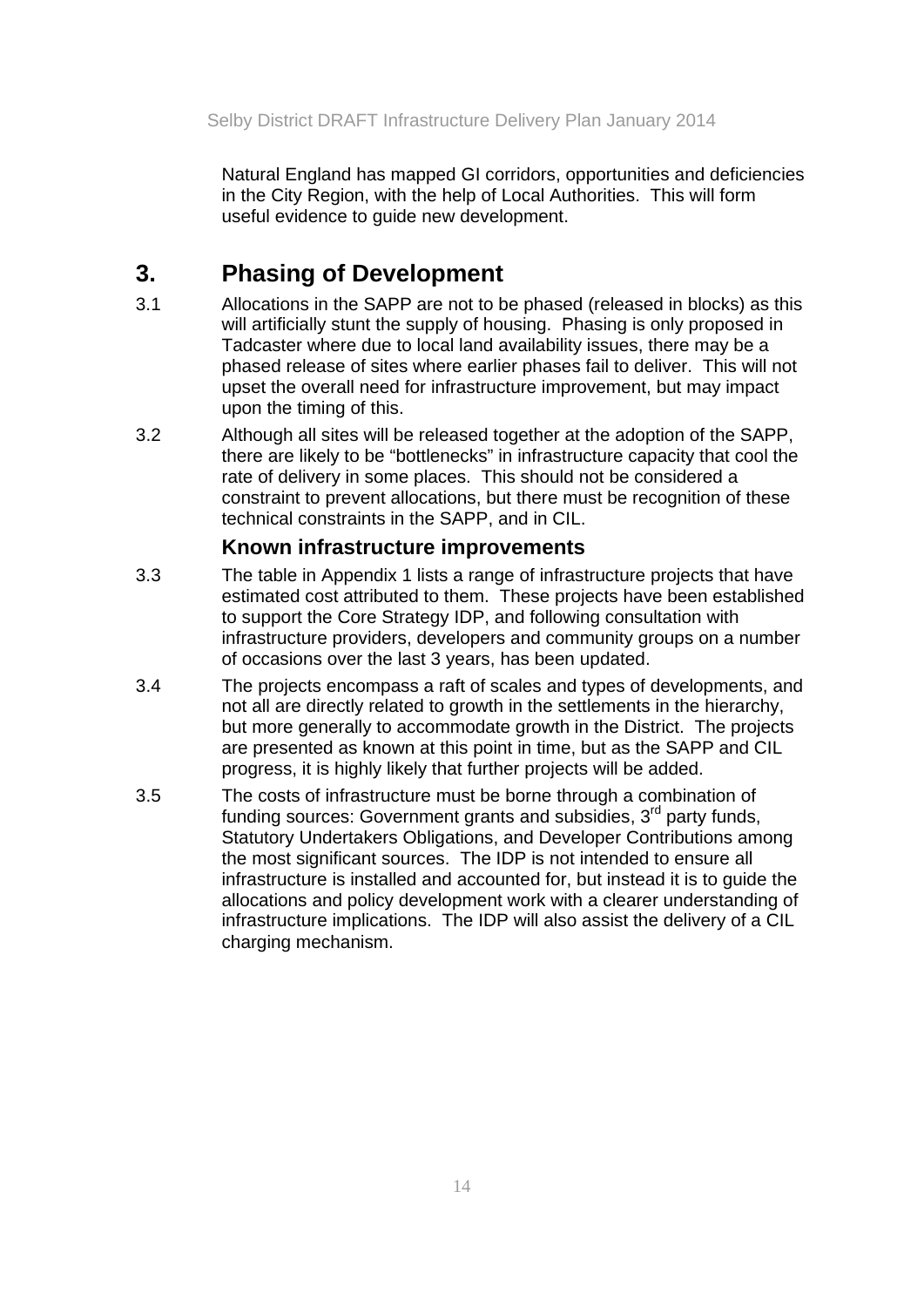Natural England has mapped GI corridors, opportunities and deficiencies in the City Region, with the help of Local Authorities. This will form useful evidence to guide new development.

# 3. Phasing of Development

3.1 Allocations in the SAPP are not to be phased (released in blocks) as this will artificially stunt the supply of housing. Phasing is only proposed in Tadcaster where due to local land availability issues, there may be a phased release of sites where earlier phases fail to deliver. This will not upset the overall need for infrastructure improvement, but may impact upon the timing of this.

3.2 Although all sites will be released together at the adoption of the SAPP, there are likely to be "bottlenecks" in infrastructure capacity that cool the rate of delivery in some places. This should not be considered a constraint to prevent allocations, but there must be recognition of these technical constraints in the SAPP, and in CIL.

## Known infrastructure improvements

3.3 The table in Appendix 1 lists a range of infrastructure projects that have estimated cost attributed to them. These projects have been established to support the Core Strategy IDP, and following consultation with infrastructure providers, developers and community groups on a number of occasions over the last 3 years, has been updated.

3.4 The projects encompass a raft of scales and types of developments, and not all are directly related to growth in the settlements in the hierarchy, but more generally to accommodate growth in the District. The projects are presented as known at this point in time, but as the SAPP and CIL progress, it is highly likely that further projects will be added.

3.5 The costs of infrastructure must be borne through a combination of funding sources: Government grants and subsidies, 3rd party funds, Statutory Undertakers Obligations, and Developer Contributions among the most significant sources. The IDP is not intended to ensure all infrastructure is installed and accounted for, but instead it is to guide the allocations and policy development work with a clearer understanding of infrastructure implications. The IDP will also assist the delivery of a CIL charging mechanism.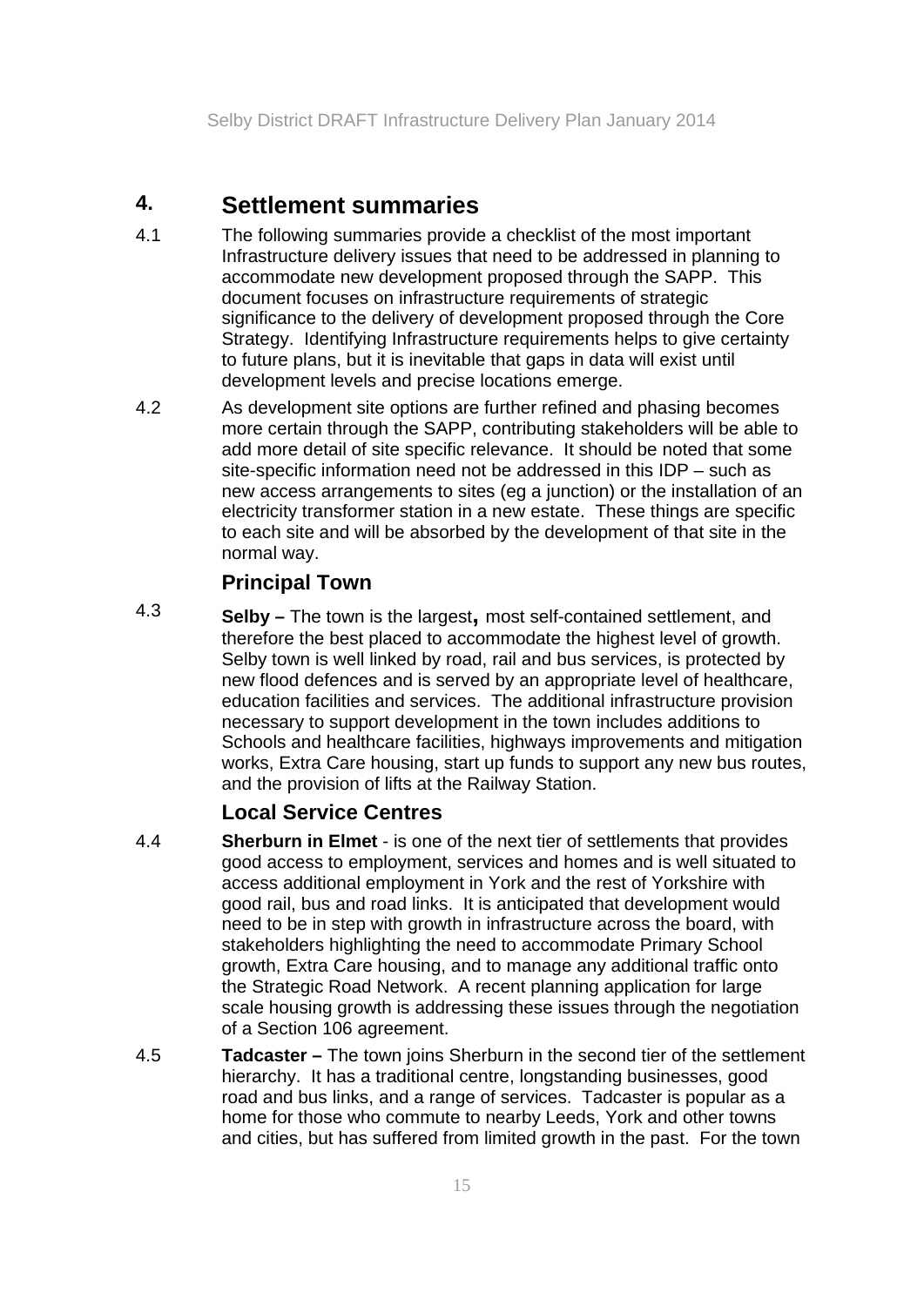## 4. Settlement summaries

4.1 The following summaries provide a checklist of the most important Infrastructure delivery issues that need to be addressed in planning to accommodate new development proposed through the SAPP. This document focuses on infrastructure requirements of strategic significance to the delivery of development proposed through the Core Strategy. Identifying Infrastructure requirements helps to give certainty to future plans, but it is inevitable that gaps in data will exist until development levels and precise locations emerge.

4.2 As development site options are further refined and phasing becomes more certain through the SAPP, contributing stakeholders will be able to add more detail of site specific relevance. It should be noted that some site-specific information need not be addressed in this IDP – such as new access arrangements to sites (eg a junction) or the installation of an electricity transformer station in a new estate. These things are specific to each site and will be absorbed by the development of that site in the normal way.

### Principal Town

4.3 **Selby –** The town is the largest, most self-contained settlement, and therefore the best placed to accommodate the highest level of growth. Selby town is well linked by road, rail and bus services, is protected by new flood defences and is served by an appropriate level of healthcare, education facilities and services. The additional infrastructure provision necessary to support development in the town includes additions to Schools and healthcare facilities, highways improvements and mitigation works, Extra Care housing, start up funds to support any new bus routes, and the provision of lifts at the Railway Station.

### Local Service Centres

4.4 **Sherburn in Elmet** - is one of the next tier of settlements that provides good access to employment, services and homes and is well situated to access additional employment in York and the rest of Yorkshire with good rail, bus and road links. It is anticipated that development would need to be in step with growth in infrastructure across the board, with stakeholders highlighting the need to accommodate Primary School growth, Extra Care housing, and to manage any additional traffic onto the Strategic Road Network. A recent planning application for large scale housing growth is addressing these issues through the negotiation of a Section 106 agreement.

4.5 **Tadcaster –** The town joins Sherburn in the second tier of the settlement hierarchy. It has a traditional centre, longstanding businesses, good road and bus links, and a range of services. Tadcaster is popular as a home for those who commute to nearby Leeds, York and other towns and cities, but has suffered from limited growth in the past. For the town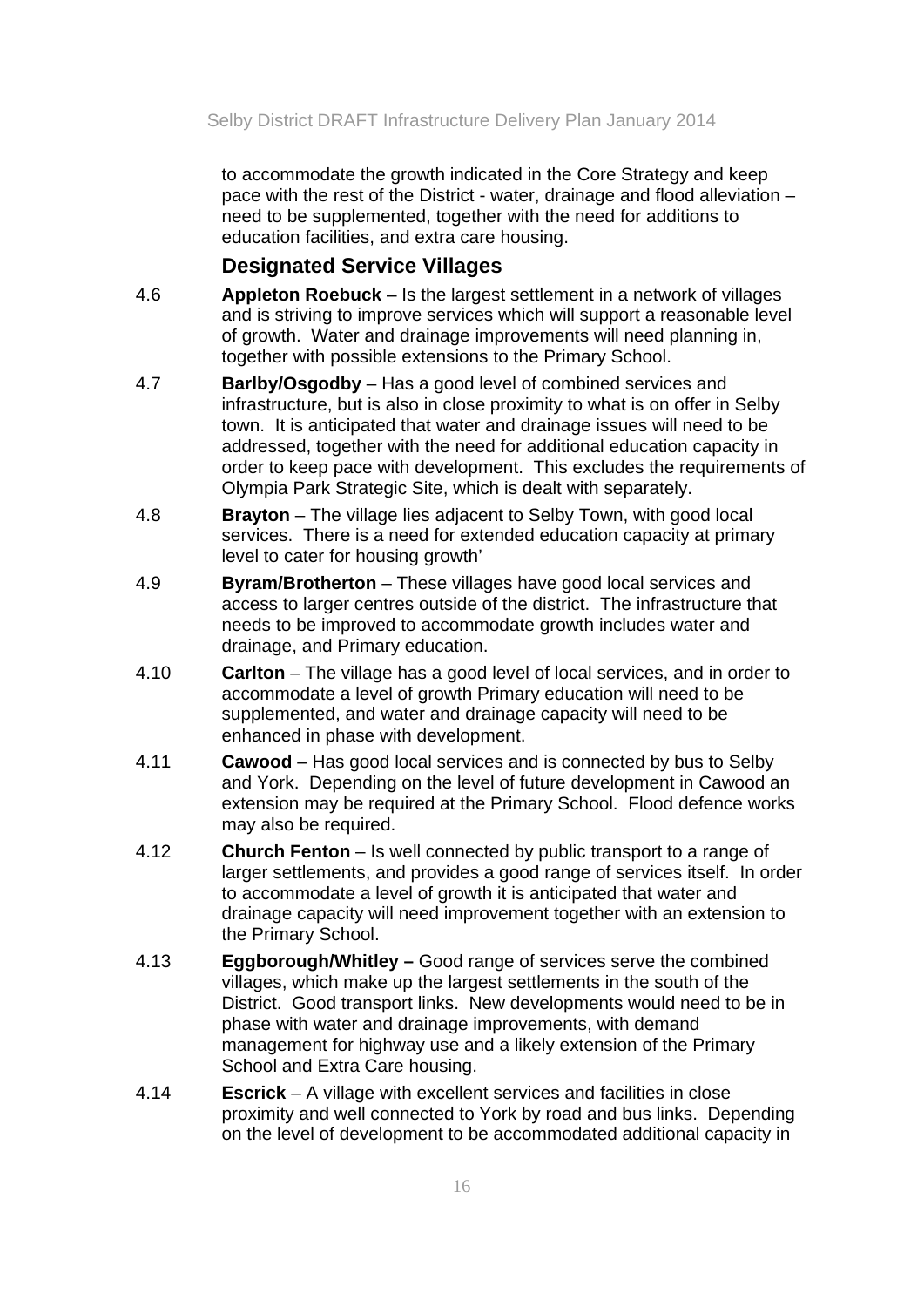to accommodate the growth indicated in the Core Strategy and keep pace with the rest of the District - water, drainage and flood alleviation – need to be supplemented, together with the need for additions to education facilities, and extra care housing.

## Designated Service Villages

4.6 **Appleton Roebuck** – Is the largest settlement in a network of villages and is striving to improve services which will support a reasonable level of growth. Water and drainage improvements will need planning in, together with possible extensions to the Primary School.

4.7 **Barlby/Osgodby** – Has a good level of combined services and infrastructure, but is also in close proximity to what is on offer in Selby town. It is anticipated that water and drainage issues will need to be addressed, together with the need for additional education capacity in order to keep pace with development. This excludes the requirements of Olympia Park Strategic Site, which is dealt with separately.

4.8 **Brayton** – The village lies adjacent to Selby Town, with good local services. There is a need for extended education capacity at primary level to cater for housing growth'

4.9 **Byram/Brotherton** – These villages have good local services and access to larger centres outside of the district. The infrastructure that needs to be improved to accommodate growth includes water and drainage, and Primary education.

4.10 **Carlton** – The village has a good level of local services, and in order to accommodate a level of growth Primary education will need to be supplemented, and water and drainage capacity will need to be enhanced in phase with development.

4.11 **Cawood** – Has good local services and is connected by bus to Selby and York. Depending on the level of future development in Cawood an extension may be required at the Primary School. Flood defence works may also be required.

4.12 **Church Fenton** – Is well connected by public transport to a range of larger settlements, and provides a good range of services itself. In order to accommodate a level of growth it is anticipated that water and drainage capacity will need improvement together with an extension to the Primary School.

4.13 **Eggborough/Whitley –** Good range of services serve the combined villages, which make up the largest settlements in the south of the District. Good transport links. New developments would need to be in phase with water and drainage improvements, with demand management for highway use and a likely extension of the Primary School and Extra Care housing.

4.14 **Escrick** – A village with excellent services and facilities in close proximity and well connected to York by road and bus links. Depending on the level of development to be accommodated additional capacity in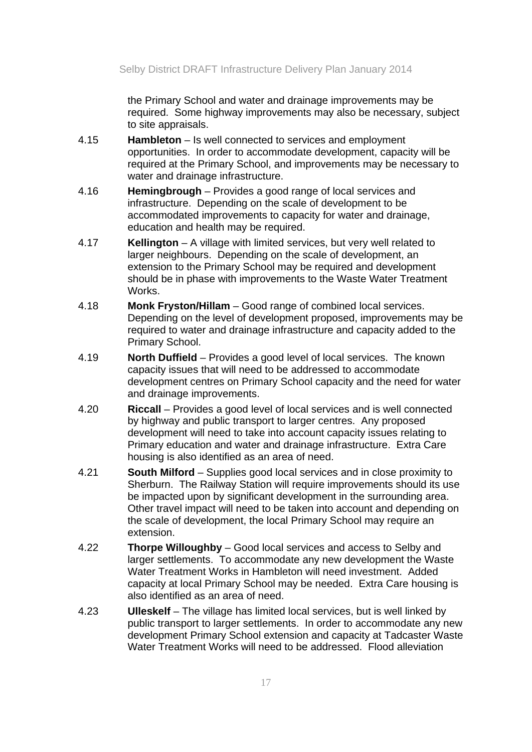the Primary School and water and drainage improvements may be required. Some highway improvements may also be necessary, subject to site appraisals.

4.15 **Hambleton** – Is well connected to services and employment opportunities. In order to accommodate development, capacity will be required at the Primary School, and improvements may be necessary to water and drainage infrastructure.

4.16 **Hemingbrough** – Provides a good range of local services and infrastructure. Depending on the scale of development to be accommodated improvements to capacity for water and drainage, education and health may be required.

4.17 **Kellington** – A village with limited services, but very well related to larger neighbours. Depending on the scale of development, an extension to the Primary School may be required and development should be in phase with improvements to the Waste Water Treatment Works.

4.18 **Monk Fryston/Hillam** – Good range of combined local services. Depending on the level of development proposed, improvements may be required to water and drainage infrastructure and capacity added to the Primary School.

4.19 **North Duffield** – Provides a good level of local services. The known capacity issues that will need to be addressed to accommodate development centres on Primary School capacity and the need for water and drainage improvements.

4.20 **Riccall** – Provides a good level of local services and is well connected by highway and public transport to larger centres. Any proposed development will need to take into account capacity issues relating to Primary education and water and drainage infrastructure. Extra Care housing is also identified as an area of need.

4.21 **South Milford** – Supplies good local services and in close proximity to Sherburn. The Railway Station will require improvements should its use be impacted upon by significant development in the surrounding area. Other travel impact will need to be taken into account and depending on the scale of development, the local Primary School may require an extension.

4.22 **Thorpe Willoughby** – Good local services and access to Selby and larger settlements. To accommodate any new development the Waste Water Treatment Works in Hambleton will need investment. Added capacity at local Primary School may be needed. Extra Care housing is also identified as an area of need.

4.23 **Ulleskelf** – The village has limited local services, but is well linked by public transport to larger settlements. In order to accommodate any new development Primary School extension and capacity at Tadcaster Waste Water Treatment Works will need to be addressed. Flood alleviation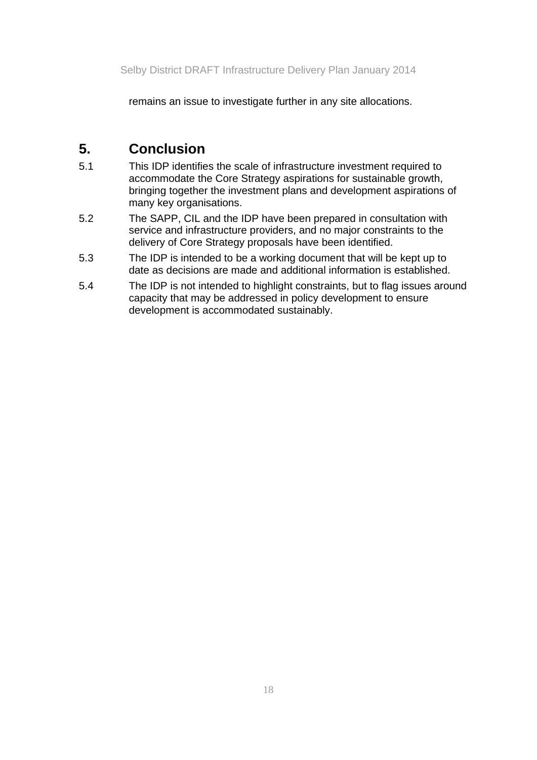remains an issue to investigate further in any site allocations.

## 5. Conclusion

5.1 This IDP identifies the scale of infrastructure investment required to accommodate the Core Strategy aspirations for sustainable growth, bringing together the investment plans and development aspirations of many key organisations.

5.2 The SAPP, CIL and the IDP have been prepared in consultation with service and infrastructure providers, and no major constraints to the delivery of Core Strategy proposals have been identified.

5.3 The IDP is intended to be a working document that will be kept up to date as decisions are made and additional information is established.

5.4 The IDP is not intended to highlight constraints, but to flag issues around capacity that may be addressed in policy development to ensure development is accommodated sustainably.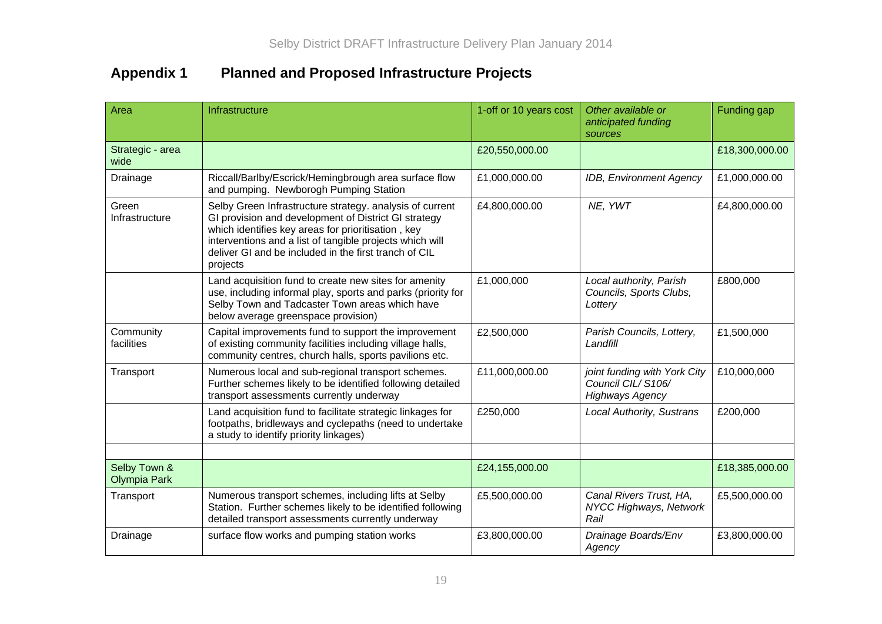## Appendix 1 Planned and Proposed Infrastructure Projects

| Area | Infrastructure | 1-off or 10 years cost | *Other available or anticipated funding sources* | Funding gap |
|---|---|---|---|---|
| Strategic - area wide | | £20,550,000.00 | | £18,300,000.00 |
| Drainage | Riccall/Barlby/Escrick/Hemingbrough area surface flow and pumping. Newborogh Pumping Station | £1,000,000.00 | *IDB, Environment Agency* | £1,000,000.00 |
| Green Infrastructure | Selby Green Infrastructure strategy. analysis of current GI provision and development of District GI strategy which identifies key areas for prioritisation , key interventions and a list of tangible projects which will deliver GI and be included in the first tranch of CIL projects | £4,800,000.00 | *NE, YWT* | £4,800,000.00 |
| | Land acquisition fund to create new sites for amenity use, including informal play, sports and parks (priority for Selby Town and Tadcaster Town areas which have below average greenspace provision) | £1,000,000 | *Local authority, Parish Councils, Sports Clubs, Lottery* | £800,000 |
| Community facilities | Capital improvements fund to support the improvement of existing community facilities including village halls, community centres, church halls, sports pavilions etc. | £2,500,000 | *Parish Councils, Lottery, Landfill* | £1,500,000 |
| Transport | Numerous local and sub-regional transport schemes. Further schemes likely to be identified following detailed transport assessments currently underway | £11,000,000.00 | *joint funding with York City Council CIL/ S106/ Highways Agency* | £10,000,000 |
| | Land acquisition fund to facilitate strategic linkages for footpaths, bridleways and cyclepaths (need to undertake a study to identify priority linkages) | £250,000 | *Local Authority, Sustrans* | £200,000 |
| | | | | |
| Selby Town & Olympia Park | | £24,155,000.00 | | £18,385,000.00 |
| Transport | Numerous transport schemes, including lifts at Selby Station. Further schemes likely to be identified following detailed transport assessments currently underway | £5,500,000.00 | *Canal Rivers Trust, HA, NYCC Highways, Network Rail* | £5,500,000.00 |
| Drainage | surface flow works and pumping station works | £3,800,000.00 | *Drainage Boards/Env Agency* | £3,800,000.00 |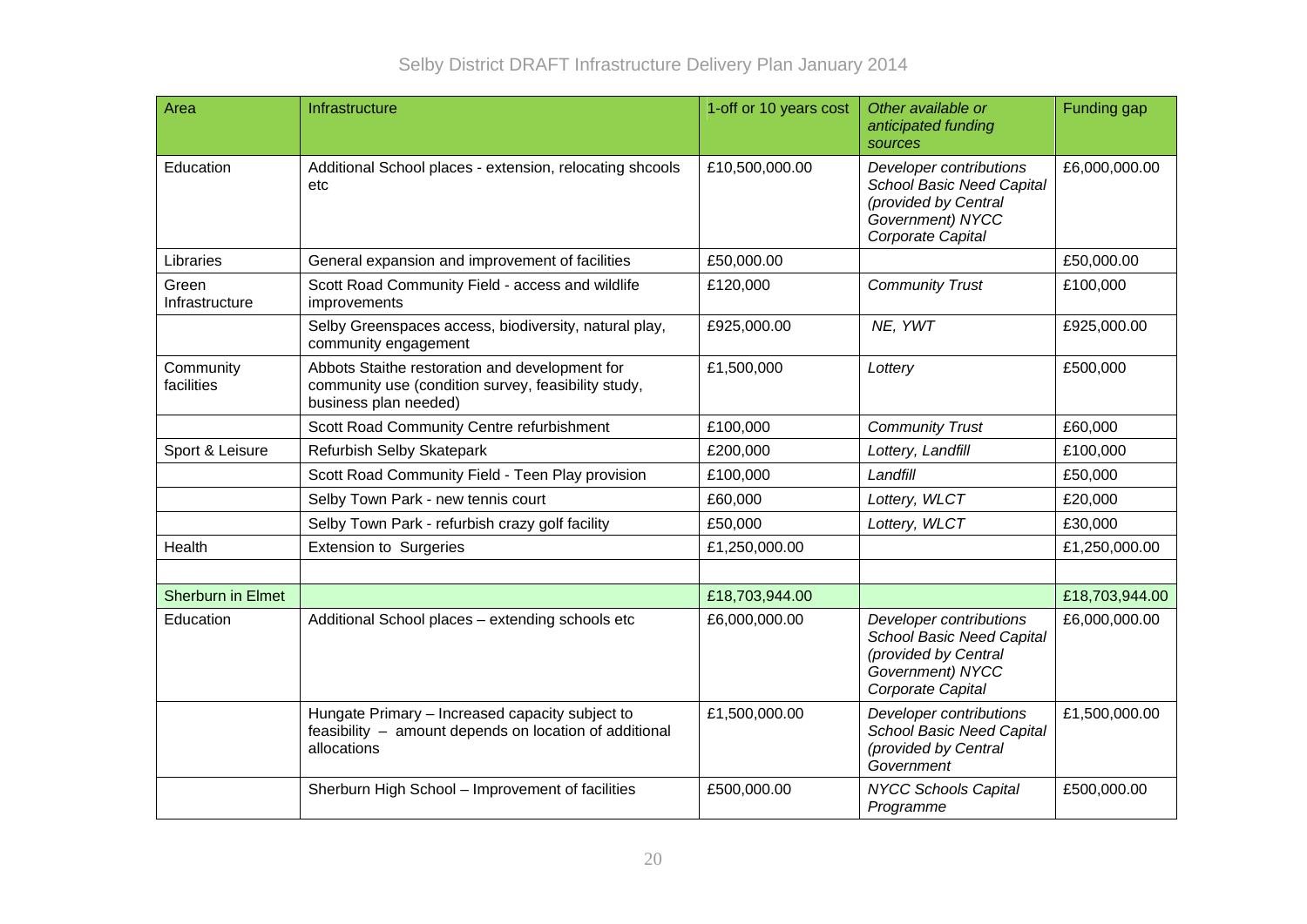| Area | Infrastructure | 1-off or 10 years cost | *Other available or anticipated funding sources* | Funding gap |
|---|---|---|---|---|
| Education | Additional School places - extension, relocating shcools etc | £10,500,000.00 | *Developer contributions School Basic Need Capital (provided by Central Government) NYCC Corporate Capital* | £6,000,000.00 |
| Libraries | General expansion and improvement of facilities | £50,000.00 | | £50,000.00 |
| Green Infrastructure | Scott Road Community Field - access and wildlife improvements | £120,000 | *Community Trust* | £100,000 |
| | Selby Greenspaces access, biodiversity, natural play, community engagement | £925,000.00 | *NE, YWT* | £925,000.00 |
| Community facilities | Abbots Staithe restoration and development for community use (condition survey, feasibility study, business plan needed) | £1,500,000 | *Lottery* | £500,000 |
| | Scott Road Community Centre refurbishment | £100,000 | *Community Trust* | £60,000 |
| Sport & Leisure | Refurbish Selby Skatepark | £200,000 | *Lottery, Landfill* | £100,000 |
| | Scott Road Community Field - Teen Play provision | £100,000 | *Landfill* | £50,000 |
| | Selby Town Park - new tennis court | £60,000 | *Lottery, WLCT* | £20,000 |
| | Selby Town Park - refurbish crazy golf facility | £50,000 | *Lottery, WLCT* | £30,000 |
| Health | Extension to Surgeries | £1,250,000.00 | | £1,250,000.00 |
| | | | | |
| Sherburn in Elmet | | £18,703,944.00 | | £18,703,944.00 |
| Education | Additional School places – extending schools etc | £6,000,000.00 | *Developer contributions School Basic Need Capital (provided by Central Government) NYCC Corporate Capital* | £6,000,000.00 |
| | Hungate Primary – Increased capacity subject to feasibility – amount depends on location of additional allocations | £1,500,000.00 | *Developer contributions School Basic Need Capital (provided by Central Government* | £1,500,000.00 |
| | Sherburn High School – Improvement of facilities | £500,000.00 | *NYCC Schools Capital Programme* | £500,000.00 |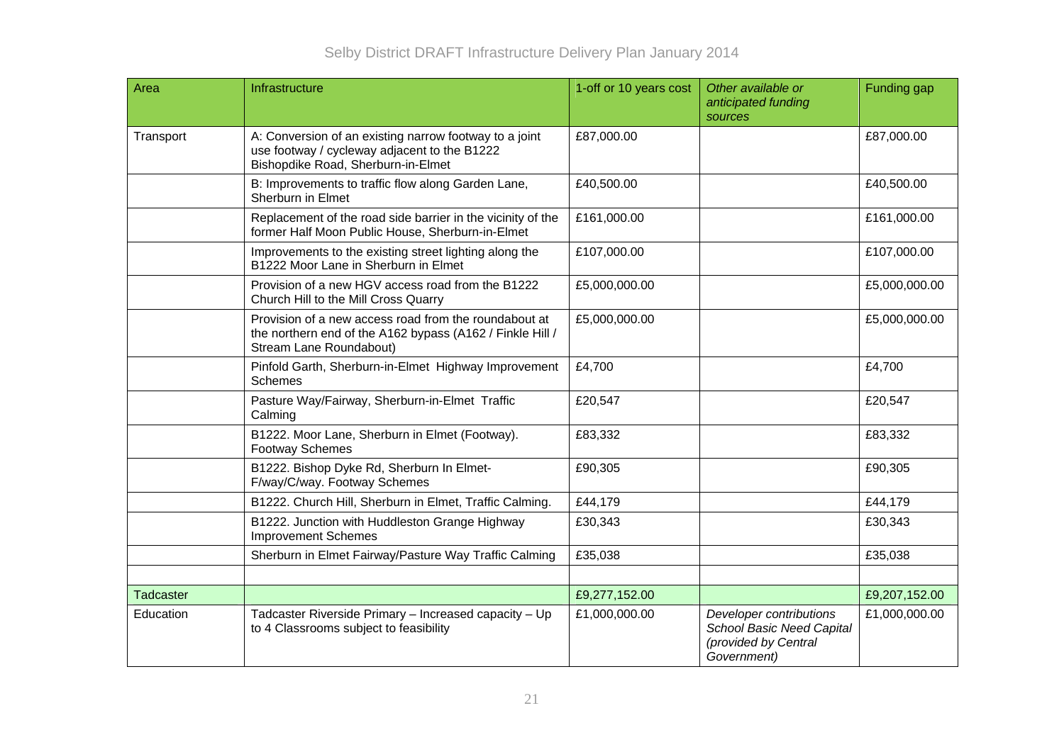| Area | Infrastructure | 1-off or 10 years cost | *Other available or anticipated funding sources* | Funding gap |
|---|---|---|---|---|
| Transport | A: Conversion of an existing narrow footway to a joint use footway / cycleway adjacent to the B1222 Bishopdike Road, Sherburn-in-Elmet | £87,000.00 | | £87,000.00 |
| | B: Improvements to traffic flow along Garden Lane, Sherburn in Elmet | £40,500.00 | | £40,500.00 |
| | Replacement of the road side barrier in the vicinity of the former Half Moon Public House, Sherburn-in-Elmet | £161,000.00 | | £161,000.00 |
| | Improvements to the existing street lighting along the B1222 Moor Lane in Sherburn in Elmet | £107,000.00 | | £107,000.00 |
| | Provision of a new HGV access road from the B1222 Church Hill to the Mill Cross Quarry | £5,000,000.00 | | £5,000,000.00 |
| | Provision of a new access road from the roundabout at the northern end of the A162 bypass (A162 / Finkle Hill / Stream Lane Roundabout) | £5,000,000.00 | | £5,000,000.00 |
| | Pinfold Garth, Sherburn-in-Elmet Highway Improvement Schemes | £4,700 | | £4,700 |
| | Pasture Way/Fairway, Sherburn-in-Elmet Traffic Calming | £20,547 | | £20,547 |
| | B1222. Moor Lane, Sherburn in Elmet (Footway). Footway Schemes | £83,332 | | £83,332 |
| | B1222. Bishop Dyke Rd, Sherburn In Elmet- F/way/C/way. Footway Schemes | £90,305 | | £90,305 |
| | B1222. Church Hill, Sherburn in Elmet, Traffic Calming. | £44,179 | | £44,179 |
| | B1222. Junction with Huddleston Grange Highway Improvement Schemes | £30,343 | | £30,343 |
| | Sherburn in Elmet Fairway/Pasture Way Traffic Calming | £35,038 | | £35,038 |
| | | | | |
| Tadcaster | | £9,277,152.00 | | £9,207,152.00 |
| Education | Tadcaster Riverside Primary – Increased capacity – Up to 4 Classrooms subject to feasibility | £1,000,000.00 | *Developer contributions School Basic Need Capital (provided by Central Government)* | £1,000,000.00 |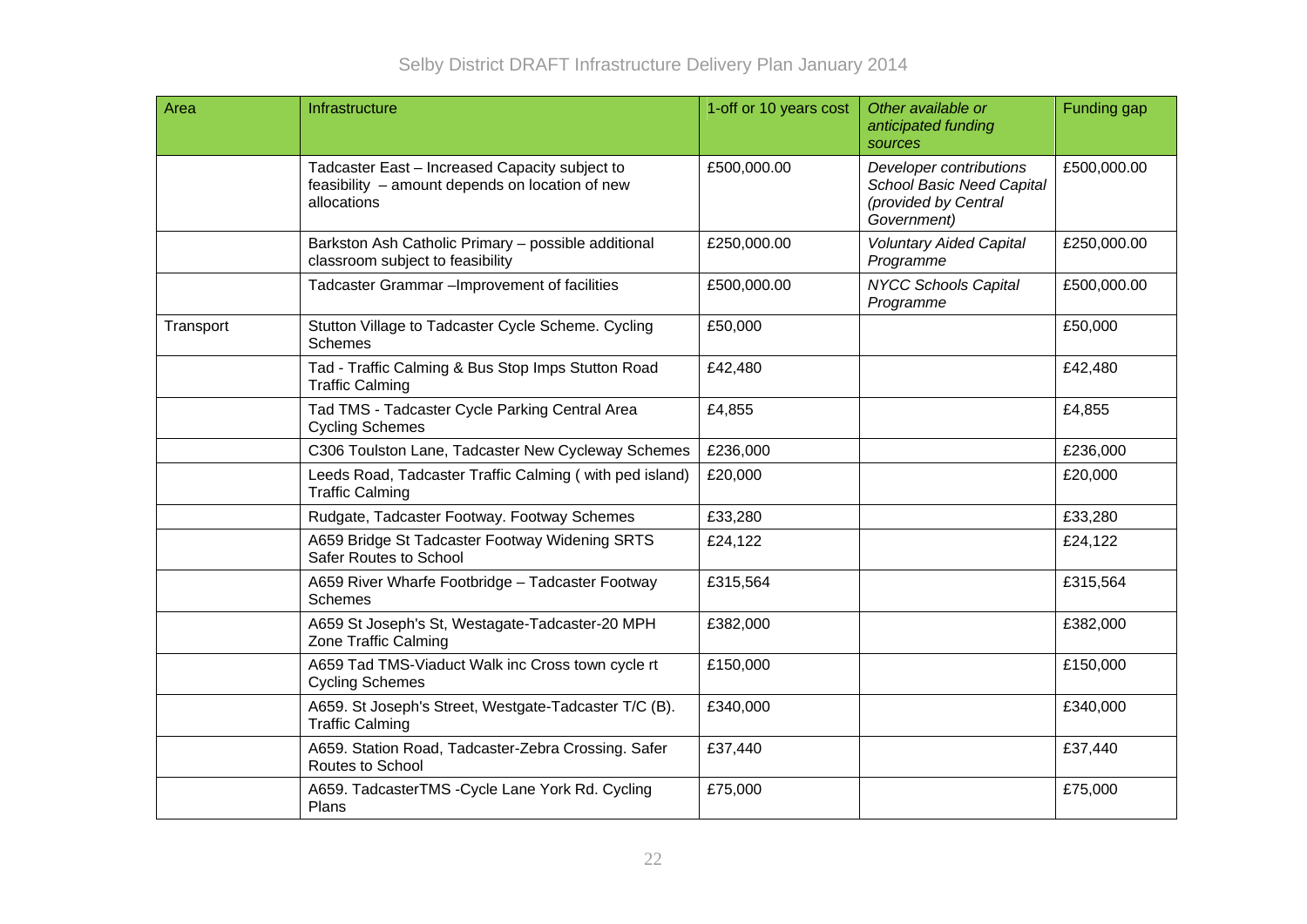| Area | Infrastructure | 1-off or 10 years cost | *Other available or anticipated funding sources* | Funding gap |
|---|---|---|---|---|
| | Tadcaster East – Increased Capacity subject to feasibility – amount depends on location of new allocations | £500,000.00 | *Developer contributions* *School Basic Need Capital (provided by Central Government)* | £500,000.00 |
| | Barkston Ash Catholic Primary – possible additional classroom subject to feasibility | £250,000.00 | *Voluntary Aided Capital Programme* | £250,000.00 |
| | Tadcaster Grammar –Improvement of facilities | £500,000.00 | *NYCC Schools Capital Programme* | £500,000.00 |
| Transport | Stutton Village to Tadcaster Cycle Scheme. Cycling Schemes | £50,000 | | £50,000 |
| | Tad - Traffic Calming & Bus Stop Imps Stutton Road Traffic Calming | £42,480 | | £42,480 |
| | Tad TMS - Tadcaster Cycle Parking Central Area Cycling Schemes | £4,855 | | £4,855 |
| | C306 Toulston Lane, Tadcaster New Cycleway Schemes | £236,000 | | £236,000 |
| | Leeds Road, Tadcaster Traffic Calming ( with ped island) Traffic Calming | £20,000 | | £20,000 |
| | Rudgate, Tadcaster Footway. Footway Schemes | £33,280 | | £33,280 |
| | A659 Bridge St Tadcaster Footway Widening SRTS Safer Routes to School | £24,122 | | £24,122 |
| | A659 River Wharfe Footbridge – Tadcaster Footway Schemes | £315,564 | | £315,564 |
| | A659 St Joseph's St, Westagate-Tadcaster-20 MPH Zone Traffic Calming | £382,000 | | £382,000 |
| | A659 Tad TMS-Viaduct Walk inc Cross town cycle rt Cycling Schemes | £150,000 | | £150,000 |
| | A659. St Joseph's Street, Westgate-Tadcaster T/C (B). Traffic Calming | £340,000 | | £340,000 |
| | A659. Station Road, Tadcaster-Zebra Crossing. Safer Routes to School | £37,440 | | £37,440 |
| | A659. TadcasterTMS -Cycle Lane York Rd. Cycling Plans | £75,000 | | £75,000 |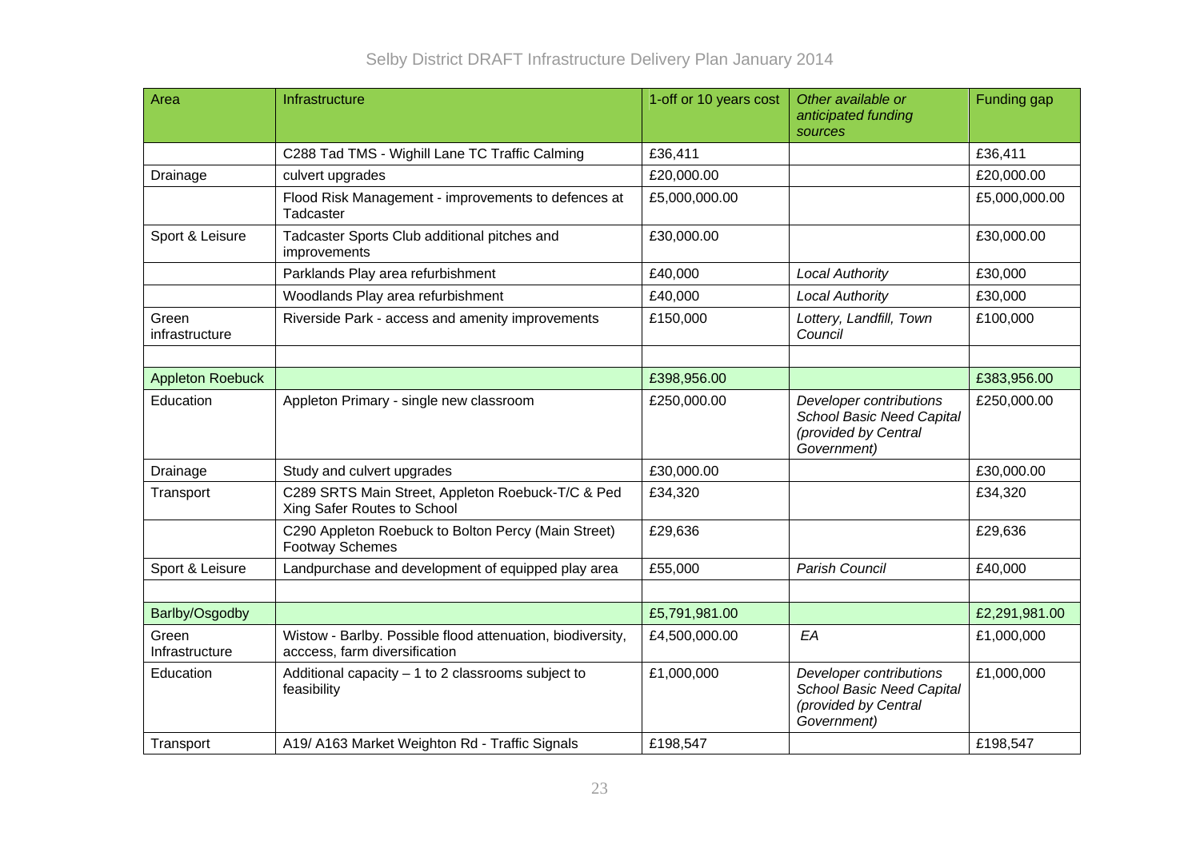| Area | Infrastructure | 1-off or 10 years cost | *Other available or anticipated funding sources* | Funding gap |
|---|---|---|---|---|
| | C288 Tad TMS - Wighill Lane TC Traffic Calming | £36,411 | | £36,411 |
| Drainage | culvert upgrades | £20,000.00 | | £20,000.00 |
| | Flood Risk Management - improvements to defences at Tadcaster | £5,000,000.00 | | £5,000,000.00 |
| Sport & Leisure | Tadcaster Sports Club additional pitches and improvements | £30,000.00 | | £30,000.00 |
| | Parklands Play area refurbishment | £40,000 | *Local Authority* | £30,000 |
| | Woodlands Play area refurbishment | £40,000 | *Local Authority* | £30,000 |
| Green infrastructure | Riverside Park - access and amenity improvements | £150,000 | *Lottery, Landfill, Town Council* | £100,000 |
| | | | | |
| Appleton Roebuck | | £398,956.00 | | £383,956.00 |
| Education | Appleton Primary - single new classroom | £250,000.00 | *Developer contributions School Basic Need Capital (provided by Central Government)* | £250,000.00 |
| Drainage | Study and culvert upgrades | £30,000.00 | | £30,000.00 |
| Transport | C289 SRTS Main Street, Appleton Roebuck-T/C & Ped Xing Safer Routes to School | £34,320 | | £34,320 |
| | C290 Appleton Roebuck to Bolton Percy (Main Street) Footway Schemes | £29,636 | | £29,636 |
| Sport & Leisure | Landpurchase and development of equipped play area | £55,000 | *Parish Council* | £40,000 |
| | | | | |
| Barlby/Osgodby | | £5,791,981.00 | | £2,291,981.00 |
| Green Infrastructure | Wistow - Barlby. Possible flood attenuation, biodiversity, acccess, farm diversification | £4,500,000.00 | *EA* | £1,000,000 |
| Education | Additional capacity – 1 to 2 classrooms subject to feasibility | £1,000,000 | *Developer contributions School Basic Need Capital (provided by Central Government)* | £1,000,000 |
| Transport | A19/ A163 Market Weighton Rd - Traffic Signals | £198,547 | | £198,547 |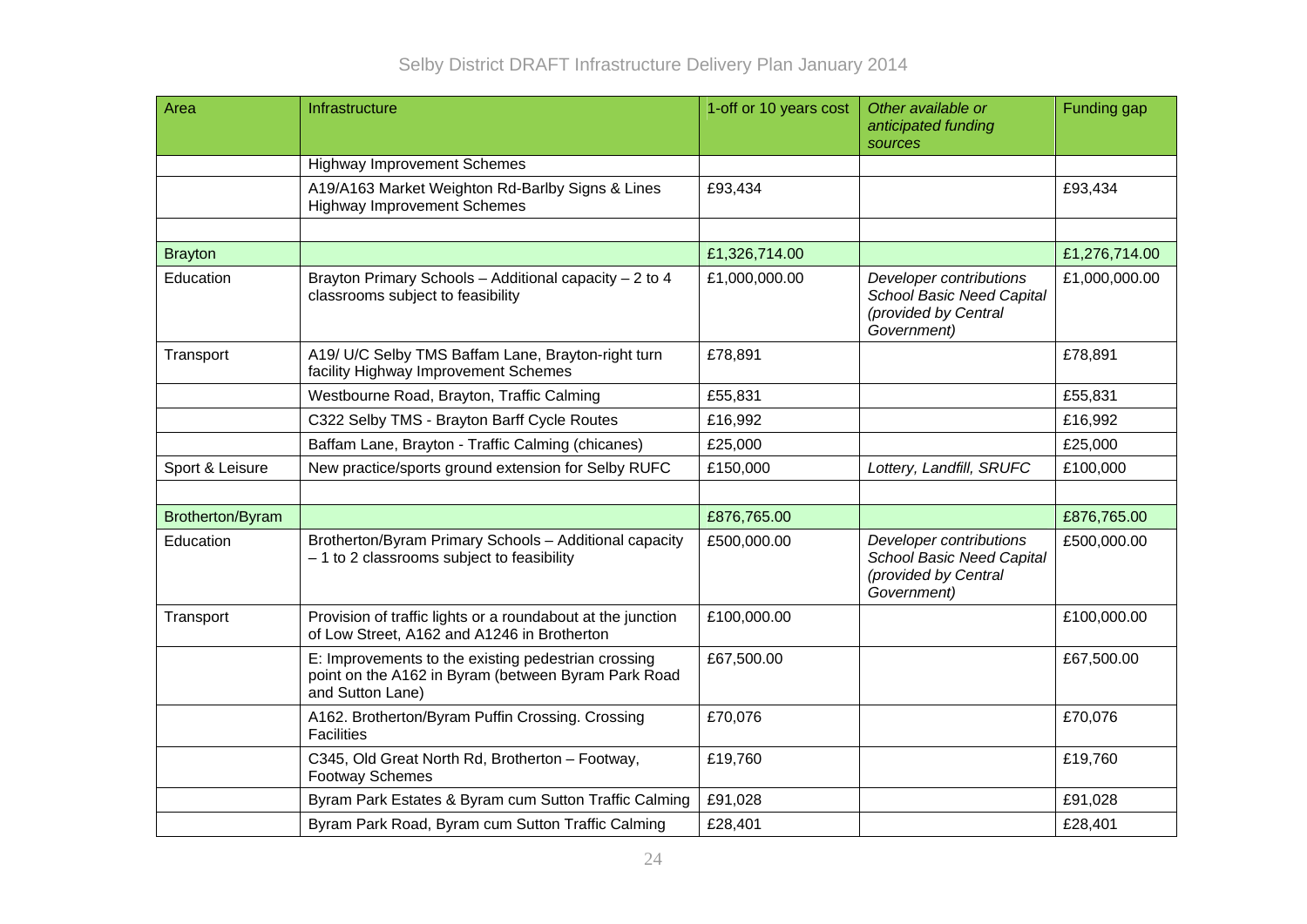| Area | Infrastructure | 1-off or 10 years cost | *Other available or anticipated funding sources* | Funding gap |
|---|---|---|---|---|
| | Highway Improvement Schemes | | | |
| | A19/A163 Market Weighton Rd-Barlby Signs & Lines Highway Improvement Schemes | £93,434 | | £93,434 |
| | | | | |
| Brayton | | £1,326,714.00 | | £1,276,714.00 |
| Education | Brayton Primary Schools – Additional capacity – 2 to 4 classrooms subject to feasibility | £1,000,000.00 | *Developer contributions School Basic Need Capital (provided by Central Government)* | £1,000,000.00 |
| Transport | A19/ U/C Selby TMS Baffam Lane, Brayton-right turn facility Highway Improvement Schemes | £78,891 | | £78,891 |
| | Westbourne Road, Brayton, Traffic Calming | £55,831 | | £55,831 |
| | C322 Selby TMS - Brayton Barff Cycle Routes | £16,992 | | £16,992 |
| | Baffam Lane, Brayton - Traffic Calming (chicanes) | £25,000 | | £25,000 |
| Sport & Leisure | New practice/sports ground extension for Selby RUFC | £150,000 | *Lottery, Landfill, SRUFC* | £100,000 |
| | | | | |
| Brotherton/Byram | | £876,765.00 | | £876,765.00 |
| Education | Brotherton/Byram Primary Schools – Additional capacity – 1 to 2 classrooms subject to feasibility | £500,000.00 | *Developer contributions School Basic Need Capital (provided by Central Government)* | £500,000.00 |
| Transport | Provision of traffic lights or a roundabout at the junction of Low Street, A162 and A1246 in Brotherton | £100,000.00 | | £100,000.00 |
| | E: Improvements to the existing pedestrian crossing point on the A162 in Byram (between Byram Park Road and Sutton Lane) | £67,500.00 | | £67,500.00 |
| | A162. Brotherton/Byram Puffin Crossing. Crossing Facilities | £70,076 | | £70,076 |
| | C345, Old Great North Rd, Brotherton – Footway, Footway Schemes | £19,760 | | £19,760 |
| | Byram Park Estates & Byram cum Sutton Traffic Calming | £91,028 | | £91,028 |
| | Byram Park Road, Byram cum Sutton Traffic Calming | £28,401 | | £28,401 |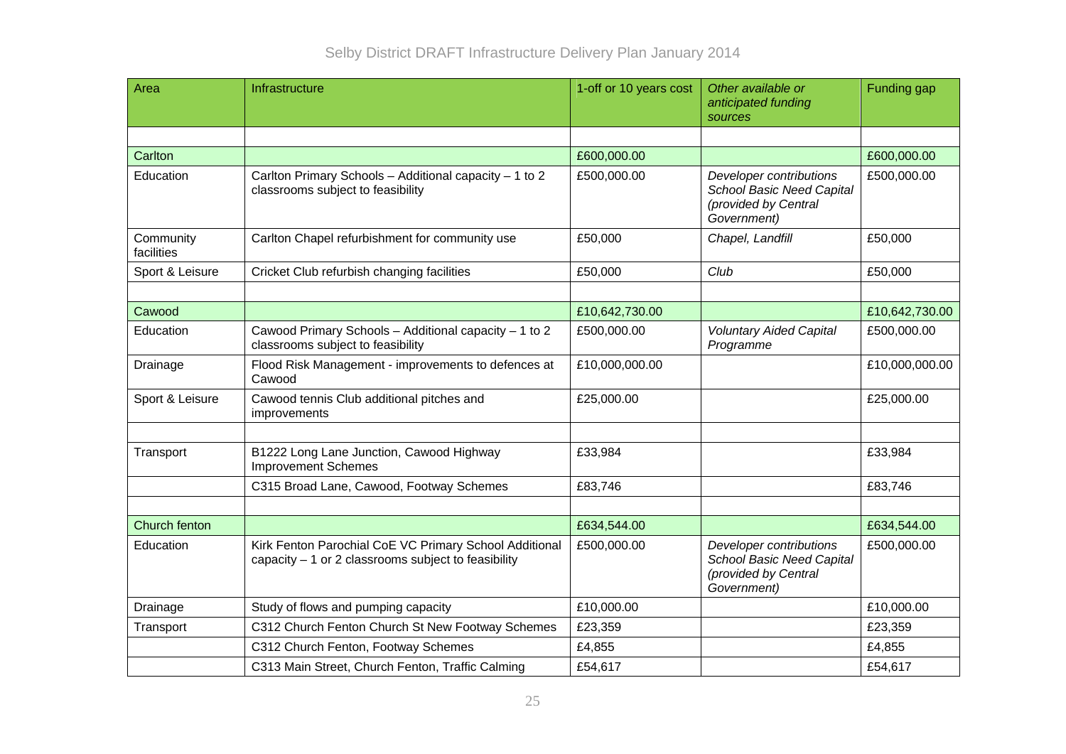| Area | Infrastructure | 1-off or 10 years cost | *Other available or anticipated funding sources* | Funding gap |
|---|---|---|---|---|
| | | | | |
| Carlton | | £600,000.00 | | £600,000.00 |
| Education | Carlton Primary Schools – Additional capacity – 1 to 2 classrooms subject to feasibility | £500,000.00 | *Developer contributions School Basic Need Capital (provided by Central Government)* | £500,000.00 |
| Community facilities | Carlton Chapel refurbishment for community use | £50,000 | *Chapel, Landfill* | £50,000 |
| Sport & Leisure | Cricket Club refurbish changing facilities | £50,000 | *Club* | £50,000 |
| | | | | |
| Cawood | | £10,642,730.00 | | £10,642,730.00 |
| Education | Cawood Primary Schools – Additional capacity – 1 to 2 classrooms subject to feasibility | £500,000.00 | *Voluntary Aided Capital Programme* | £500,000.00 |
| Drainage | Flood Risk Management - improvements to defences at Cawood | £10,000,000.00 | | £10,000,000.00 |
| Sport & Leisure | Cawood tennis Club additional pitches and improvements | £25,000.00 | | £25,000.00 |
| | | | | |
| Transport | B1222 Long Lane Junction, Cawood Highway Improvement Schemes | £33,984 | | £33,984 |
| | C315 Broad Lane, Cawood, Footway Schemes | £83,746 | | £83,746 |
| | | | | |
| Church fenton | | £634,544.00 | | £634,544.00 |
| Education | Kirk Fenton Parochial CoE VC Primary School Additional capacity – 1 or 2 classrooms subject to feasibility | £500,000.00 | *Developer contributions School Basic Need Capital (provided by Central Government)* | £500,000.00 |
| Drainage | Study of flows and pumping capacity | £10,000.00 | | £10,000.00 |
| Transport | C312 Church Fenton Church St New Footway Schemes | £23,359 | | £23,359 |
| | C312 Church Fenton, Footway Schemes | £4,855 | | £4,855 |
| | C313 Main Street, Church Fenton, Traffic Calming | £54,617 | | £54,617 |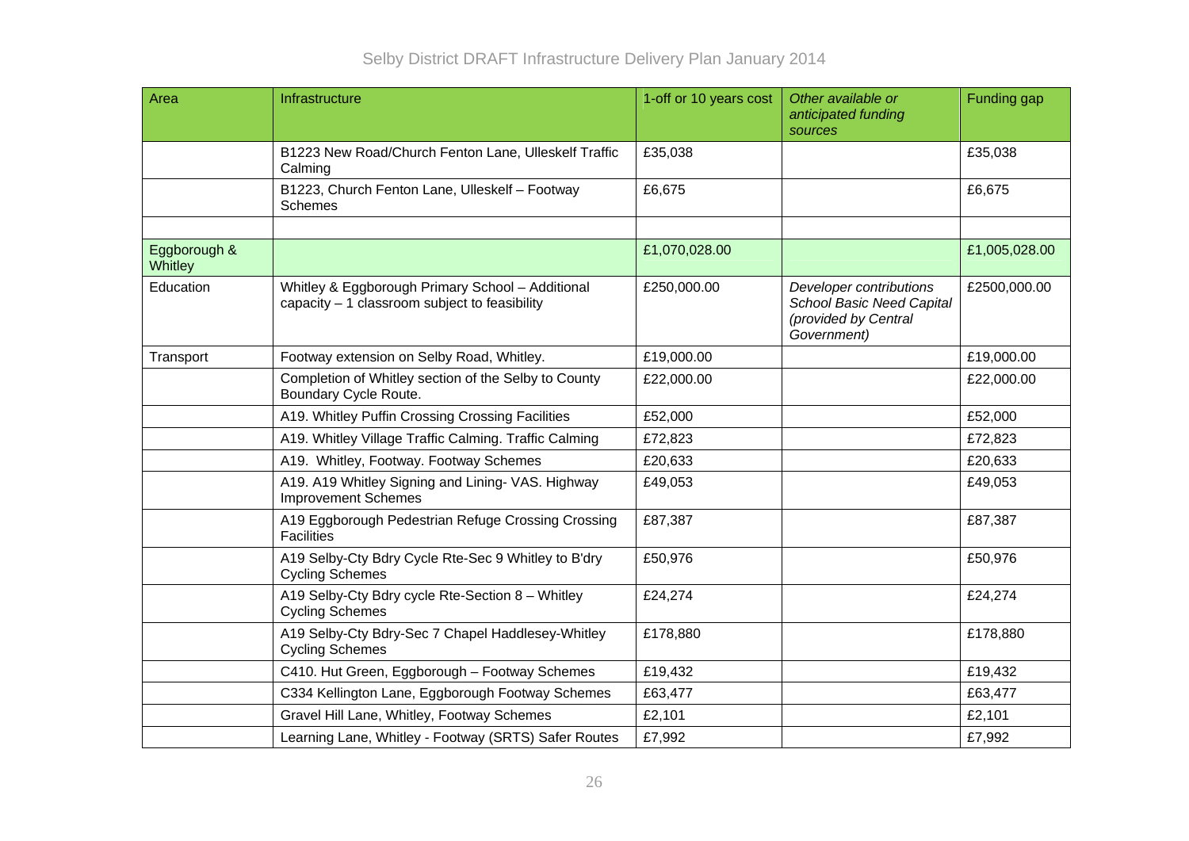| Area | Infrastructure | 1-off or 10 years cost | *Other available or anticipated funding sources* | Funding gap |
|---|---|---|---|---|
| | B1223 New Road/Church Fenton Lane, Ulleskelf Traffic Calming | £35,038 | | £35,038 |
| | B1223, Church Fenton Lane, Ulleskelf – Footway Schemes | £6,675 | | £6,675 |
| | | | | |
| Eggborough & Whitley | | £1,070,028.00 | | £1,005,028.00 |
| Education | Whitley & Eggborough Primary School – Additional capacity – 1 classroom subject to feasibility | £250,000.00 | *Developer contributions School Basic Need Capital (provided by Central Government)* | £2500,000.00 |
| Transport | Footway extension on Selby Road, Whitley. | £19,000.00 | | £19,000.00 |
| | Completion of Whitley section of the Selby to County Boundary Cycle Route. | £22,000.00 | | £22,000.00 |
| | A19. Whitley Puffin Crossing Crossing Facilities | £52,000 | | £52,000 |
| | A19. Whitley Village Traffic Calming. Traffic Calming | £72,823 | | £72,823 |
| | A19. Whitley, Footway. Footway Schemes | £20,633 | | £20,633 |
| | A19. A19 Whitley Signing and Lining- VAS. Highway Improvement Schemes | £49,053 | | £49,053 |
| | A19 Eggborough Pedestrian Refuge Crossing Crossing Facilities | £87,387 | | £87,387 |
| | A19 Selby-Cty Bdry Cycle Rte-Sec 9 Whitley to B'dry Cycling Schemes | £50,976 | | £50,976 |
| | A19 Selby-Cty Bdry cycle Rte-Section 8 – Whitley Cycling Schemes | £24,274 | | £24,274 |
| | A19 Selby-Cty Bdry-Sec 7 Chapel Haddlesey-Whitley Cycling Schemes | £178,880 | | £178,880 |
| | C410. Hut Green, Eggborough – Footway Schemes | £19,432 | | £19,432 |
| | C334 Kellington Lane, Eggborough Footway Schemes | £63,477 | | £63,477 |
| | Gravel Hill Lane, Whitley, Footway Schemes | £2,101 | | £2,101 |
| | Learning Lane, Whitley - Footway (SRTS) Safer Routes | £7,992 | | £7,992 |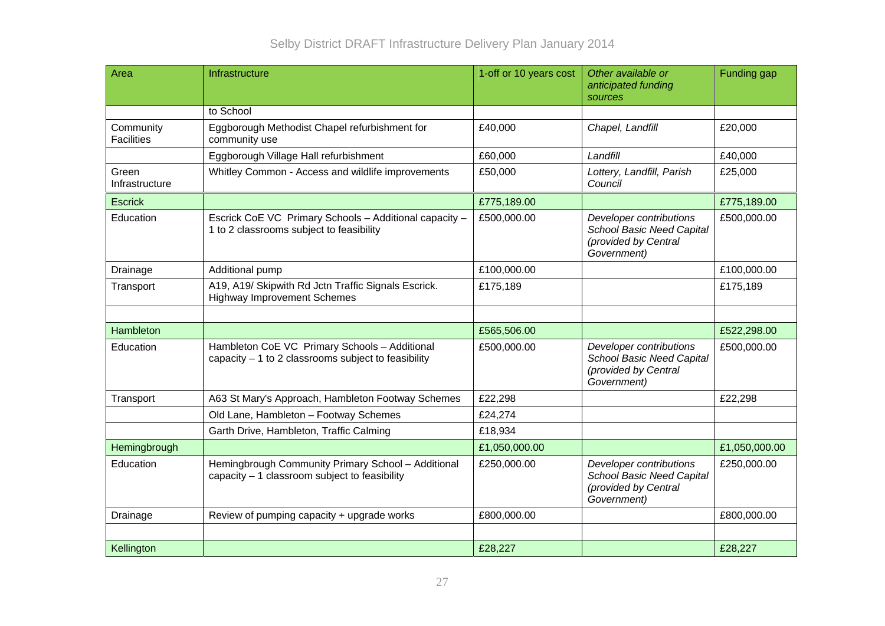| Area | Infrastructure | 1-off or 10 years cost | *Other available or anticipated funding sources* | Funding gap |
|---|---|---|---|---|
| | to School | | | |
| Community Facilities | Eggborough Methodist Chapel refurbishment for community use | £40,000 | *Chapel, Landfill* | £20,000 |
| | Eggborough Village Hall refurbishment | £60,000 | *Landfill* | £40,000 |
| Green Infrastructure | Whitley Common - Access and wildlife improvements | £50,000 | *Lottery, Landfill, Parish Council* | £25,000 |
| Escrick | | £775,189.00 | | £775,189.00 |
| Education | Escrick CoE VC Primary Schools – Additional capacity – 1 to 2 classrooms subject to feasibility | £500,000.00 | *Developer contributions School Basic Need Capital (provided by Central Government)* | £500,000.00 |
| Drainage | Additional pump | £100,000.00 | | £100,000.00 |
| Transport | A19, A19/ Skipwith Rd Jctn Traffic Signals Escrick. Highway Improvement Schemes | £175,189 | | £175,189 |
| | | | | |
| Hambleton | | £565,506.00 | | £522,298.00 |
| Education | Hambleton CoE VC Primary Schools – Additional capacity – 1 to 2 classrooms subject to feasibility | £500,000.00 | *Developer contributions School Basic Need Capital (provided by Central Government)* | £500,000.00 |
| Transport | A63 St Mary's Approach, Hambleton Footway Schemes | £22,298 | | £22,298 |
| | Old Lane, Hambleton – Footway Schemes | £24,274 | | |
| | Garth Drive, Hambleton, Traffic Calming | £18,934 | | |
| Hemingbrough | | £1,050,000.00 | | £1,050,000.00 |
| Education | Hemingbrough Community Primary School – Additional capacity – 1 classroom subject to feasibility | £250,000.00 | *Developer contributions School Basic Need Capital (provided by Central Government)* | £250,000.00 |
| Drainage | Review of pumping capacity + upgrade works | £800,000.00 | | £800,000.00 |
| | | | | |
| Kellington | | £28,227 | | £28,227 |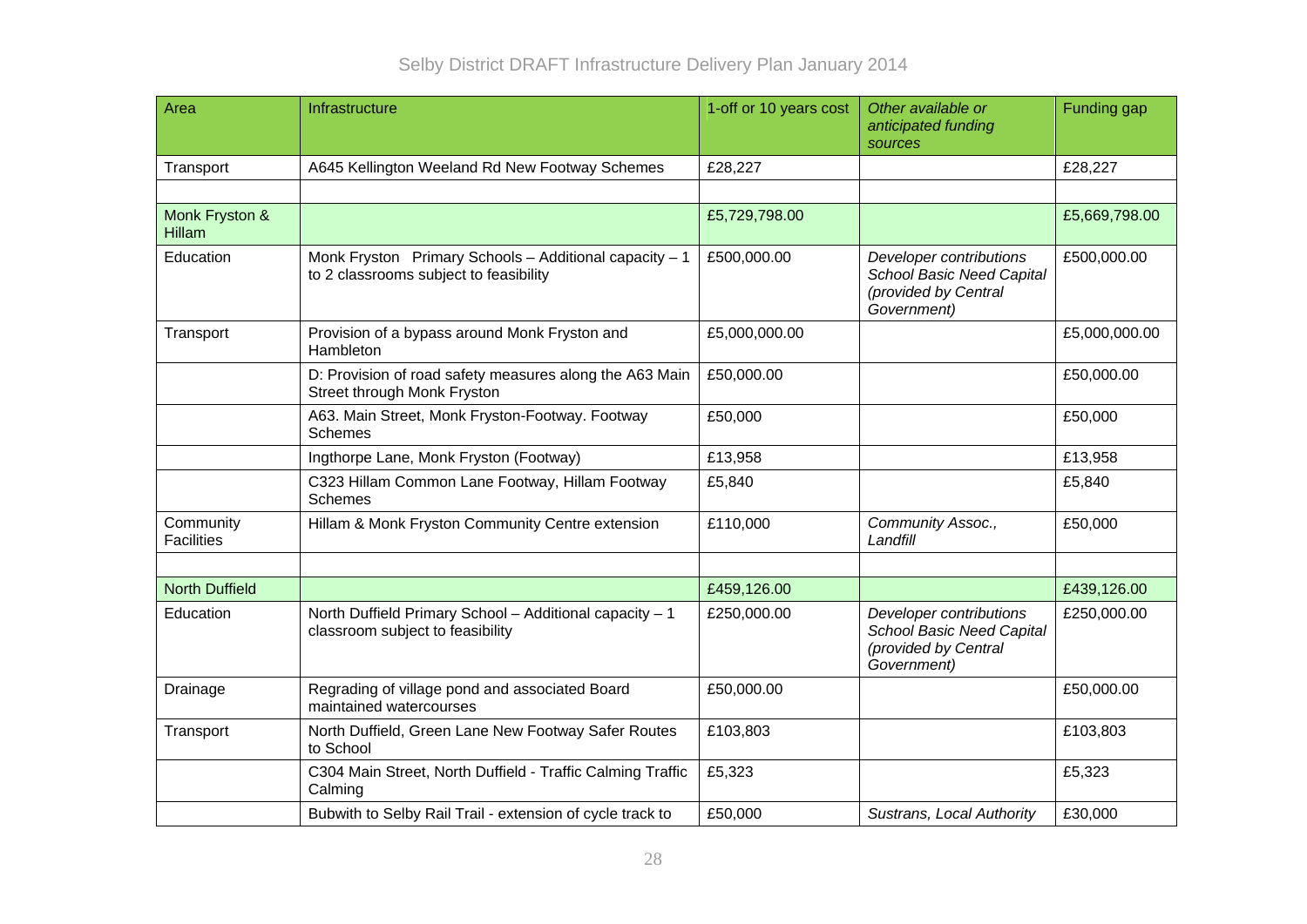| Area | Infrastructure | 1-off or 10 years cost | *Other available or anticipated funding sources* | Funding gap |
|---|---|---|---|---|
| Transport | A645 Kellington Weeland Rd New Footway Schemes | £28,227 | | £28,227 |
| | | | | |
| Monk Fryston & Hillam | | £5,729,798.00 | | £5,669,798.00 |
| Education | Monk Fryston Primary Schools – Additional capacity – 1 to 2 classrooms subject to feasibility | £500,000.00 | *Developer contributions School Basic Need Capital (provided by Central Government)* | £500,000.00 |
| Transport | Provision of a bypass around Monk Fryston and Hambleton | £5,000,000.00 | | £5,000,000.00 |
| | D: Provision of road safety measures along the A63 Main Street through Monk Fryston | £50,000.00 | | £50,000.00 |
| | A63. Main Street, Monk Fryston-Footway. Footway Schemes | £50,000 | | £50,000 |
| | Ingthorpe Lane, Monk Fryston (Footway) | £13,958 | | £13,958 |
| | C323 Hillam Common Lane Footway, Hillam Footway Schemes | £5,840 | | £5,840 |
| Community Facilities | Hillam & Monk Fryston Community Centre extension | £110,000 | *Community Assoc., Landfill* | £50,000 |
| | | | | |
| North Duffield | | £459,126.00 | | £439,126.00 |
| Education | North Duffield Primary School – Additional capacity – 1 classroom subject to feasibility | £250,000.00 | *Developer contributions School Basic Need Capital (provided by Central Government)* | £250,000.00 |
| Drainage | Regrading of village pond and associated Board maintained watercourses | £50,000.00 | | £50,000.00 |
| Transport | North Duffield, Green Lane New Footway Safer Routes to School | £103,803 | | £103,803 |
| | C304 Main Street, North Duffield - Traffic Calming Traffic Calming | £5,323 | | £5,323 |
| | Bubwith to Selby Rail Trail - extension of cycle track to | £50,000 | *Sustrans, Local Authority* | £30,000 |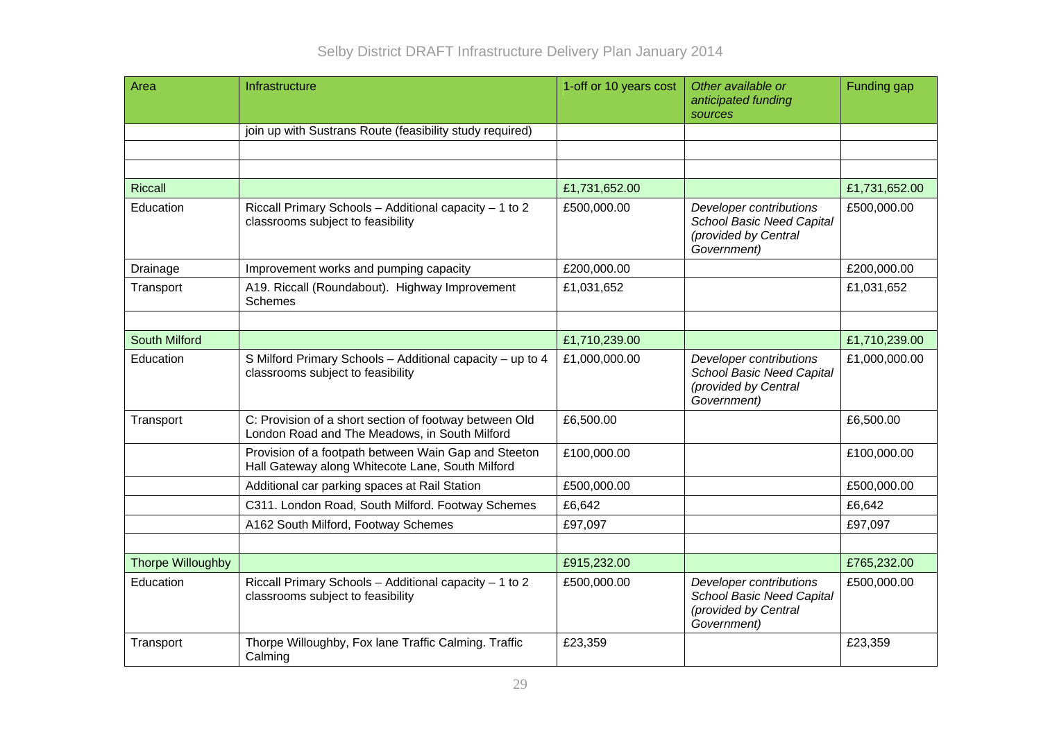| Area | Infrastructure | 1-off or 10 years cost | *Other available or anticipated funding sources* | Funding gap |
|---|---|---|---|---|
| | join up with Sustrans Route (feasibility study required) | | | |
| | | | | |
| | | | | |
| Riccall | | £1,731,652.00 | | £1,731,652.00 |
| Education | Riccall Primary Schools – Additional capacity – 1 to 2 classrooms subject to feasibility | £500,000.00 | *Developer contributions School Basic Need Capital (provided by Central Government)* | £500,000.00 |
| Drainage | Improvement works and pumping capacity | £200,000.00 | | £200,000.00 |
| Transport | A19. Riccall (Roundabout). Highway Improvement Schemes | £1,031,652 | | £1,031,652 |
| | | | | |
| South Milford | | £1,710,239.00 | | £1,710,239.00 |
| Education | S Milford Primary Schools – Additional capacity – up to 4 classrooms subject to feasibility | £1,000,000.00 | *Developer contributions School Basic Need Capital (provided by Central Government)* | £1,000,000.00 |
| Transport | C: Provision of a short section of footway between Old London Road and The Meadows, in South Milford | £6,500.00 | | £6,500.00 |
| | Provision of a footpath between Wain Gap and Steeton Hall Gateway along Whitecote Lane, South Milford | £100,000.00 | | £100,000.00 |
| | Additional car parking spaces at Rail Station | £500,000.00 | | £500,000.00 |
| | C311. London Road, South Milford. Footway Schemes | £6,642 | | £6,642 |
| | A162 South Milford, Footway Schemes | £97,097 | | £97,097 |
| | | | | |
| Thorpe Willoughby | | £915,232.00 | | £765,232.00 |
| Education | Riccall Primary Schools – Additional capacity – 1 to 2 classrooms subject to feasibility | £500,000.00 | *Developer contributions School Basic Need Capital (provided by Central Government)* | £500,000.00 |
| Transport | Thorpe Willoughby, Fox lane Traffic Calming. Traffic Calming | £23,359 | | £23,359 |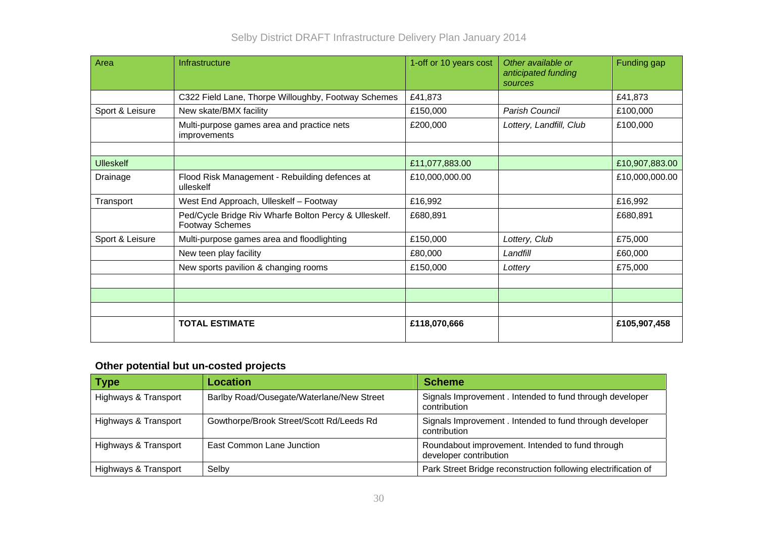| Area | Infrastructure | 1-off or 10 years cost | *Other available or anticipated funding sources* | Funding gap |
|---|---|---|---|---|
| | C322 Field Lane, Thorpe Willoughby, Footway Schemes | £41,873 | | £41,873 |
| Sport & Leisure | New skate/BMX facility | £150,000 | *Parish Council* | £100,000 |
| | Multi-purpose games area and practice nets improvements | £200,000 | *Lottery, Landfill, Club* | £100,000 |
| | | | | |
| Ulleskelf | | £11,077,883.00 | | £10,907,883.00 |
| Drainage | Flood Risk Management - Rebuilding defences at ulleskelf | £10,000,000.00 | | £10,000,000.00 |
| Transport | West End Approach, Ulleskelf – Footway | £16,992 | | £16,992 |
| | Ped/Cycle Bridge Riv Wharfe Bolton Percy & Ulleskelf. Footway Schemes | £680,891 | | £680,891 |
| Sport & Leisure | Multi-purpose games area and floodlighting | £150,000 | *Lottery, Club* | £75,000 |
| | New teen play facility | £80,000 | *Landfill* | £60,000 |
| | New sports pavilion & changing rooms | £150,000 | *Lottery* | £75,000 |
| | | | | |
| | | | | |
| | | | | |
| | **TOTAL ESTIMATE** | **£118,070,666** | | **£105,907,458** |

### Other potential but un-costed projects

| Type | Location | Scheme |
|---|---|---|
| Highways & Transport | Barlby Road/Ousegate/Waterlane/New Street | Signals Improvement . Intended to fund through developer contribution |
| Highways & Transport | Gowthorpe/Brook Street/Scott Rd/Leeds Rd | Signals Improvement . Intended to fund through developer contribution |
| Highways & Transport | East Common Lane Junction | Roundabout improvement. Intended to fund through developer contribution |
| Highways & Transport | Selby | Park Street Bridge reconstruction following electrification of |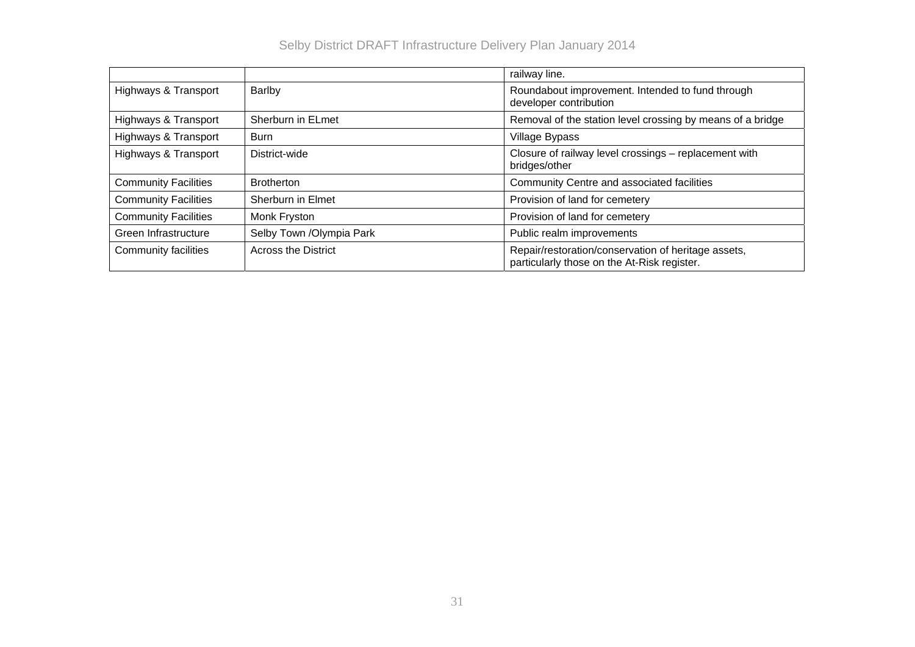| | | |
|---|---|---|
| | | railway line. |
| Highways & Transport | Barlby | Roundabout improvement. Intended to fund through developer contribution |
| Highways & Transport | Sherburn in ELmet | Removal of the station level crossing by means of a bridge |
| Highways & Transport | Burn | Village Bypass |
| Highways & Transport | District-wide | Closure of railway level crossings – replacement with bridges/other |
| Community Facilities | Brotherton | Community Centre and associated facilities |
| Community Facilities | Sherburn in Elmet | Provision of land for cemetery |
| Community Facilities | Monk Fryston | Provision of land for cemetery |
| Green Infrastructure | Selby Town /Olympia Park | Public realm improvements |
| Community facilities | Across the District | Repair/restoration/conservation of heritage assets, particularly those on the At-Risk register. |